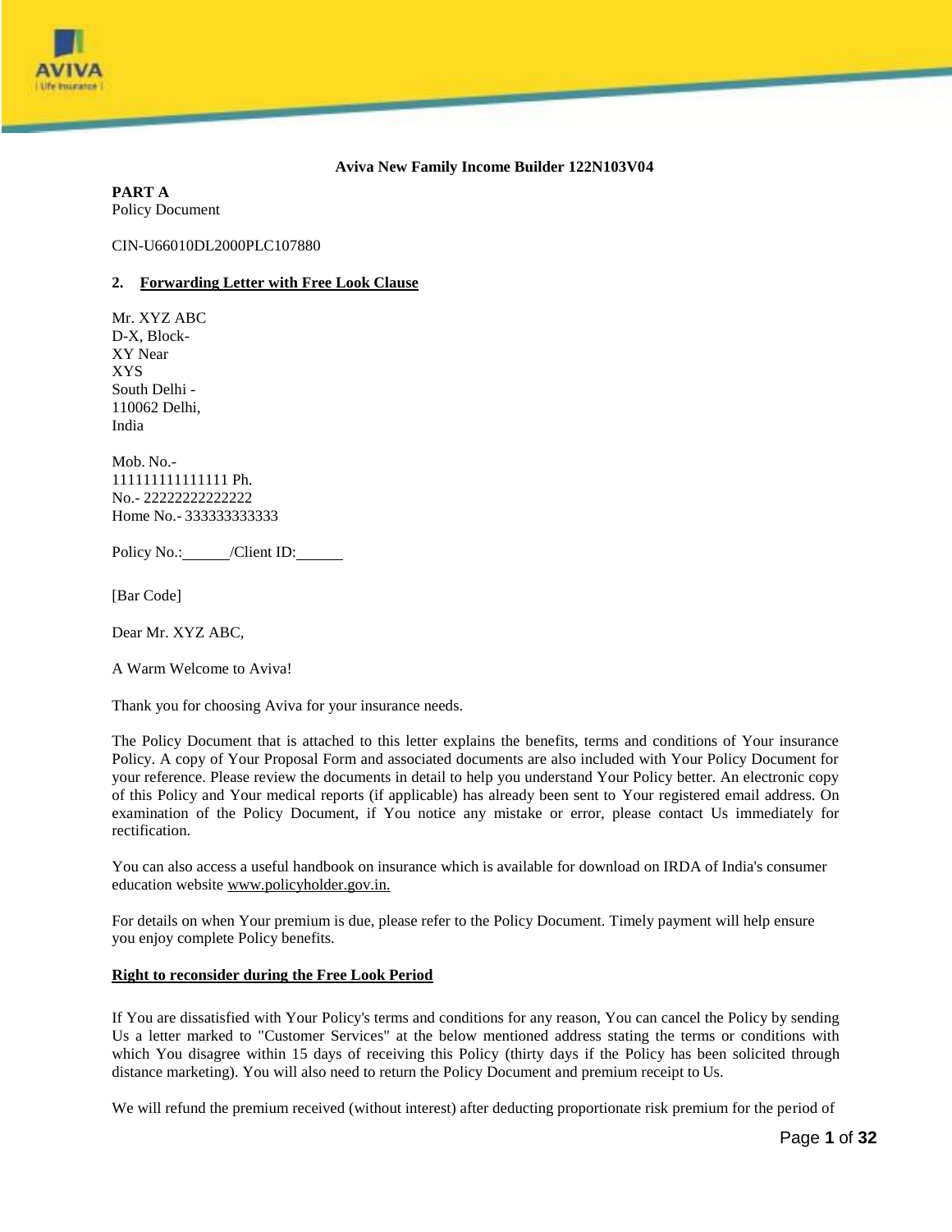**Aviva New Family Income Builder 122N103V04**

**PART A**
Policy Document

CIN-U66010DL2000PLC107880

## 2. Forwarding Letter with Free Look Clause

Mr. XYZ ABC
D-X, Block-
XY Near
XYS
South Delhi -
110062 Delhi,
India

Mob. No.-
111111111111111 Ph.
No.- 22222222222222
Home No.- 333333333333

Policy No.:______/Client ID:______

[Bar Code]

Dear Mr. XYZ ABC,

A Warm Welcome to Aviva!

Thank you for choosing Aviva for your insurance needs.

The Policy Document that is attached to this letter explains the benefits, terms and conditions of Your insurance Policy. A copy of Your Proposal Form and associated documents are also included with Your Policy Document for your reference. Please review the documents in detail to help you understand Your Policy better. An electronic copy of this Policy and Your medical reports (if applicable) has already been sent to Your registered email address. On examination of the Policy Document, if You notice any mistake or error, please contact Us immediately for rectification.

You can also access a useful handbook on insurance which is available for download on IRDA of India's consumer education website www.policyholder.gov.in.

For details on when Your premium is due, please refer to the Policy Document. Timely payment will help ensure you enjoy complete Policy benefits.

**Right to reconsider during the Free Look Period**

If You are dissatisfied with Your Policy's terms and conditions for any reason, You can cancel the Policy by sending Us a letter marked to "Customer Services" at the below mentioned address stating the terms or conditions with which You disagree within 15 days of receiving this Policy (thirty days if the Policy has been solicited through distance marketing). You will also need to return the Policy Document and premium receipt to Us.

We will refund the premium received (without interest) after deducting proportionate risk premium for the period of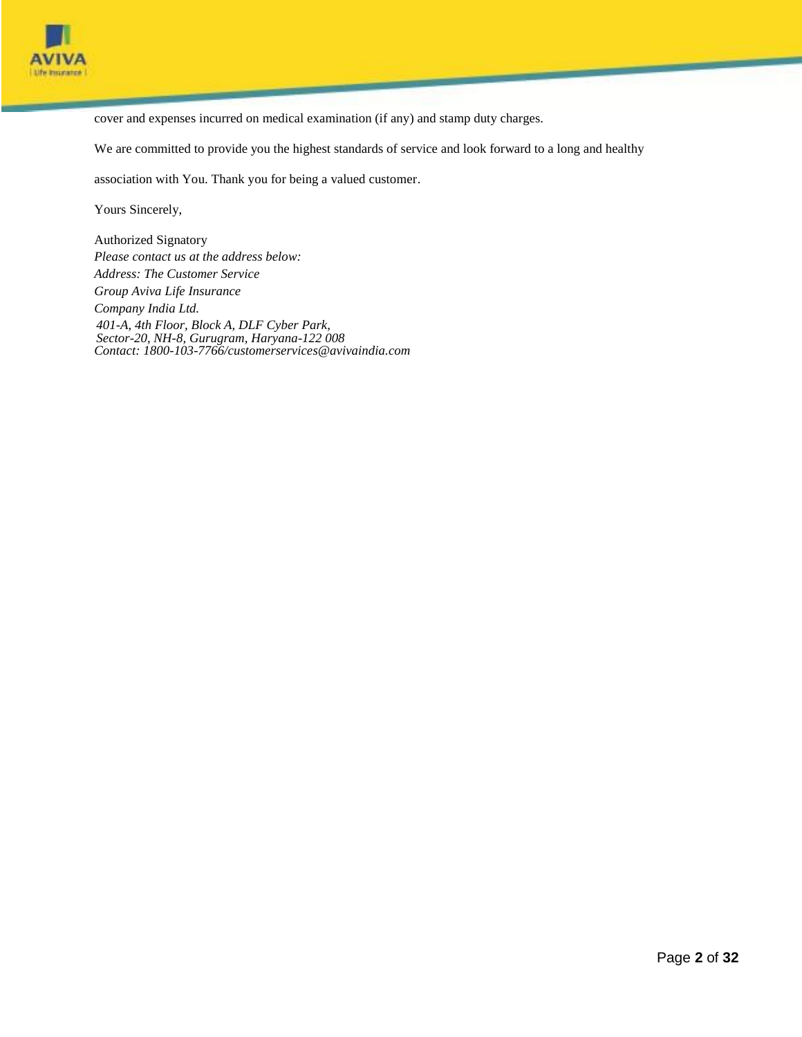cover and expenses incurred on medical examination (if any) and stamp duty charges.

We are committed to provide you the highest standards of service and look forward to a long and healthy association with You. Thank you for being a valued customer.

Yours Sincerely,

Authorized Signatory

*Please contact us at the address below:*
*Address: The Customer Service*
*Group Aviva Life Insurance*
*Company India Ltd.*
*401-A, 4th Floor, Block A, DLF Cyber Park,*
*Sector-20, NH-8, Gurugram, Haryana-122 008*
*Contact: 1800-103-7766/customerservices@avivaindia.com*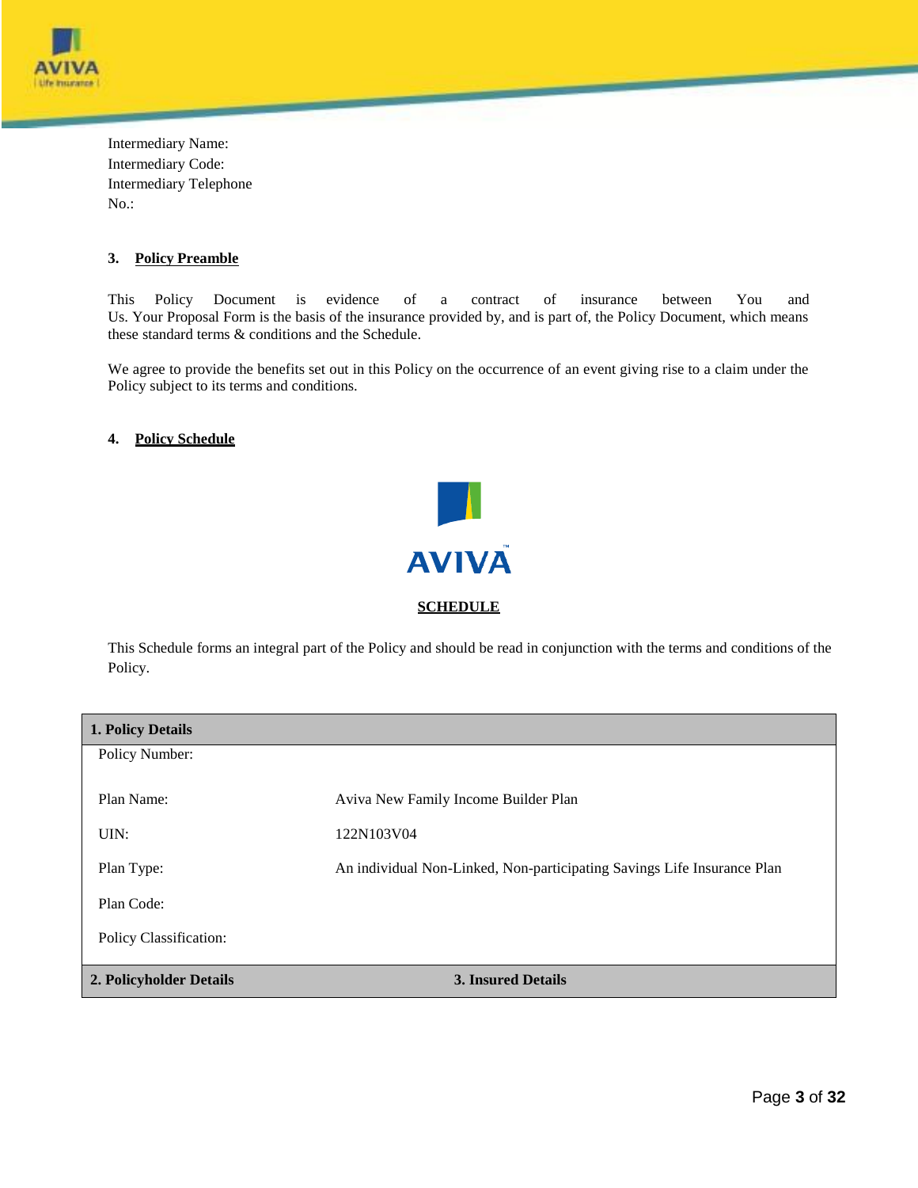Intermediary Name:
Intermediary Code:
Intermediary Telephone No.:

### 3. Policy Preamble

This Policy Document is evidence of a contract of insurance between You and Us. Your Proposal Form is the basis of the insurance provided by, and is part of, the Policy Document, which means these standard terms & conditions and the Schedule.

We agree to provide the benefits set out in this Policy on the occurrence of an event giving rise to a claim under the Policy subject to its terms and conditions.

### 4. Policy Schedule

AVIVA

**SCHEDULE**

This Schedule forms an integral part of the Policy and should be read in conjunction with the terms and conditions of the Policy.

| **1. Policy Details** | |
|---|---|
| Policy Number: | |
| Plan Name: | Aviva New Family Income Builder Plan |
| UIN: | 122N103V04 |
| Plan Type: | An individual Non-Linked, Non-participating Savings Life Insurance Plan |
| Plan Code: | |
| Policy Classification: | |
| **2. Policyholder Details** | **3. Insured Details** |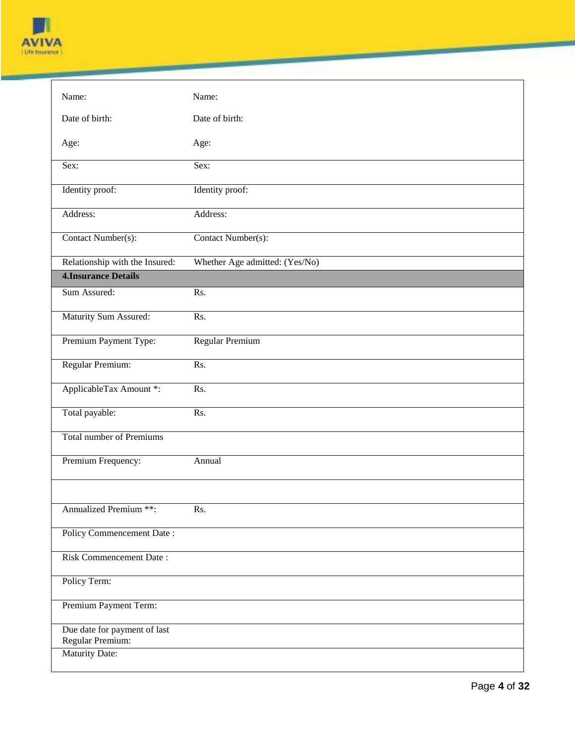| | |
|---|---|
| Name: | Name: |
| Date of birth: | Date of birth: |
| Age: | Age: |
| Sex: | Sex: |
| Identity proof: | Identity proof: |
| Address: | Address: |
| Contact Number(s): | Contact Number(s): |
| Relationship with the Insured: | Whether Age admitted: (Yes/No) |
| **4.Insurance Details** | |
| Sum Assured: | Rs. |
| Maturity Sum Assured: | Rs. |
| Premium Payment Type: | Regular Premium |
| Regular Premium: | Rs. |
| ApplicableTax Amount *: | Rs. |
| Total payable: | Rs. |
| Total number of Premiums | |
| Premium Frequency: | Annual |
| | |
| Annualized Premium **: | Rs. |
| Policy Commencement Date : | |
| Risk Commencement Date : | |
| Policy Term: | |
| Premium Payment Term: | |
| Due date for payment of last Regular Premium: | |
| Maturity Date: | |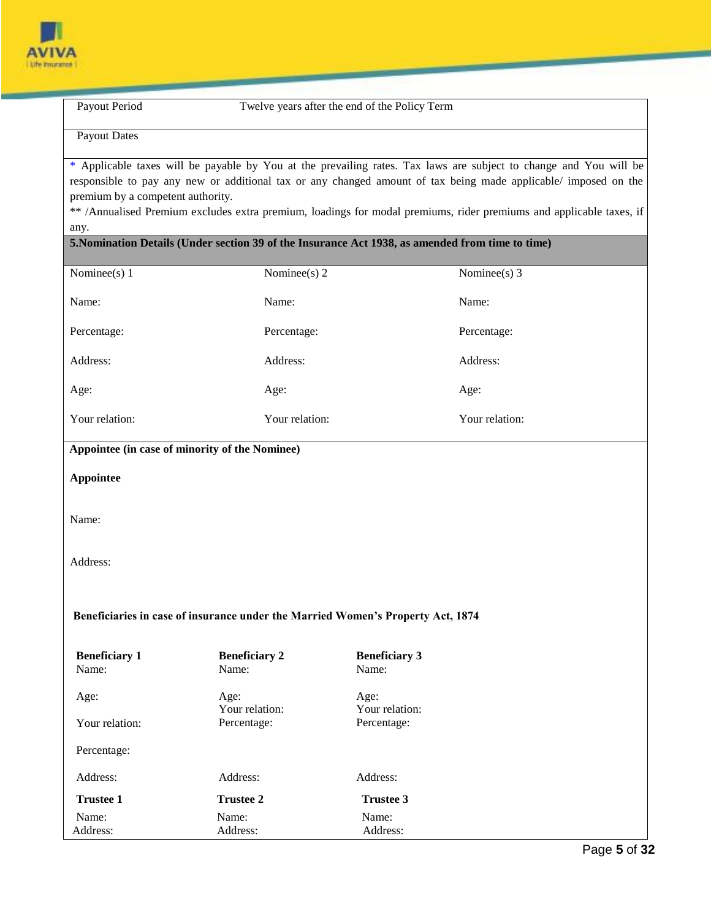| Payout Period | Twelve years after the end of the Policy Term |
| --- | --- |
| Payout Dates | |

\* Applicable taxes will be payable by You at the prevailing rates. Tax laws are subject to change and You will be responsible to pay any new or additional tax or any changed amount of tax being made applicable/ imposed on the premium by a competent authority.

** /Annualised Premium excludes extra premium, loadings for modal premiums, rider premiums and applicable taxes, if any.

**5.Nomination Details (Under section 39 of the Insurance Act 1938, as amended from time to time)**

| Nominee(s) 1 | Nominee(s) 2 | Nominee(s) 3 |
| --- | --- | --- |
| Name: | Name: | Name: |
| Percentage: | Percentage: | Percentage: |
| Address: | Address: | Address: |
| Age: | Age: | Age: |
| Your relation: | Your relation: | Your relation: |

**Appointee (in case of minority of the Nominee)**

**Appointee**

Name:

Address:

**Beneficiaries in case of insurance under the Married Women's Property Act, 1874**

| **Beneficiary 1** | **Beneficiary 2** | **Beneficiary 3** |
| --- | --- | --- |
| Name: | Name: | Name: |
| Age: | Age: | Age: |
| Your relation: | Your relation: | Your relation: |
| Percentage: | Percentage: | Percentage: |
| Address: | Address: | Address: |

| **Trustee 1** | **Trustee 2** | **Trustee 3** |
| --- | --- | --- |
| Name: | Name: | Name: |
| Address: | Address: | Address: |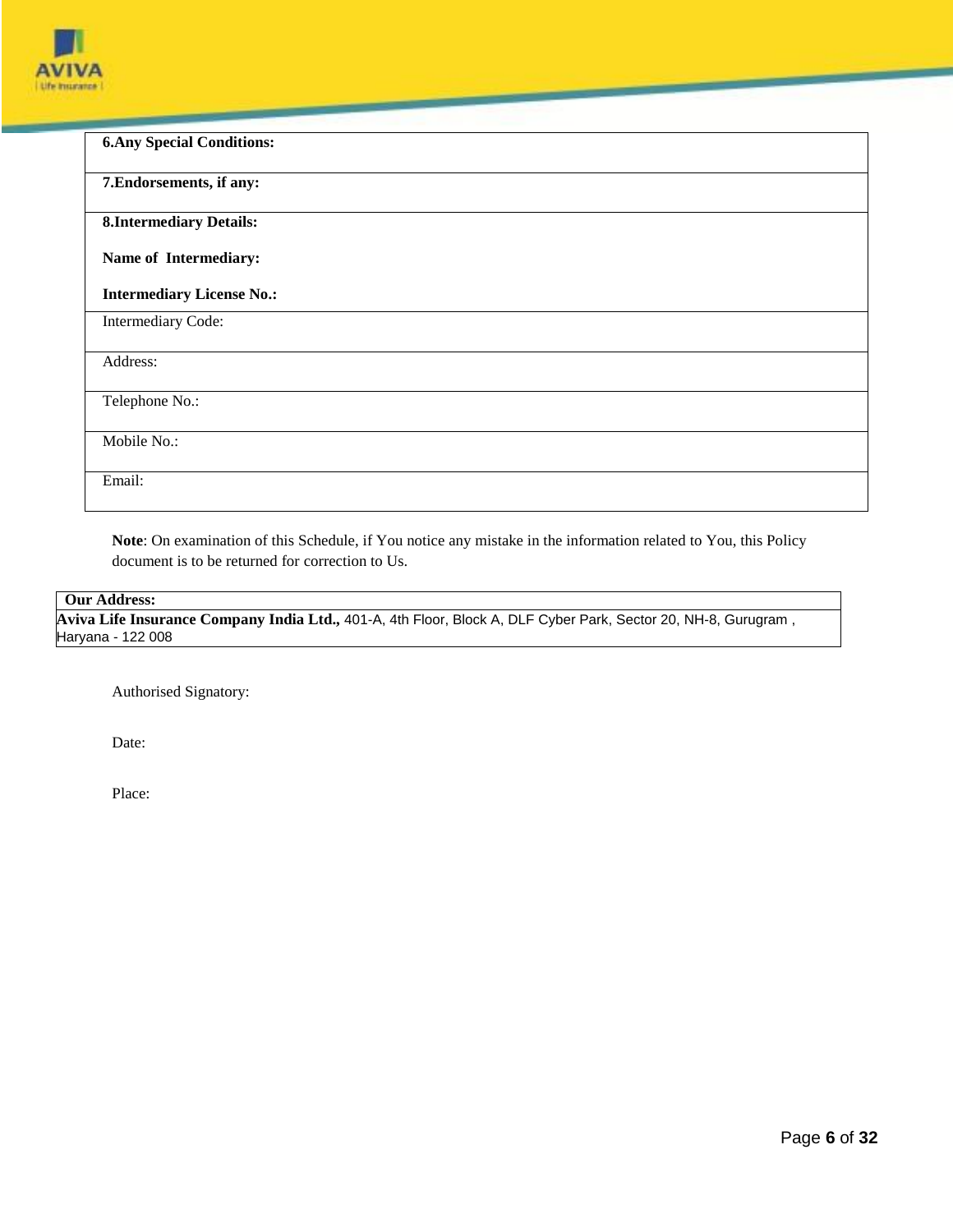| **6.Any Special Conditions:** |
|---|
| **7.Endorsements, if any:** |
| **8.Intermediary Details:**<br><br>**Name of Intermediary:**<br><br>**Intermediary License No.:** |
| Intermediary Code: |
| Address: |
| Telephone No.: |
| Mobile No.: |
| Email: |

**Note**: On examination of this Schedule, if You notice any mistake in the information related to You, this Policy document is to be returned for correction to Us.

| **Our Address:** |
|---|
| **Aviva Life Insurance Company India Ltd.,** 401-A, 4th Floor, Block A, DLF Cyber Park, Sector 20, NH-8, Gurugram , Haryana - 122 008 |

Authorised Signatory:

Date:

Place: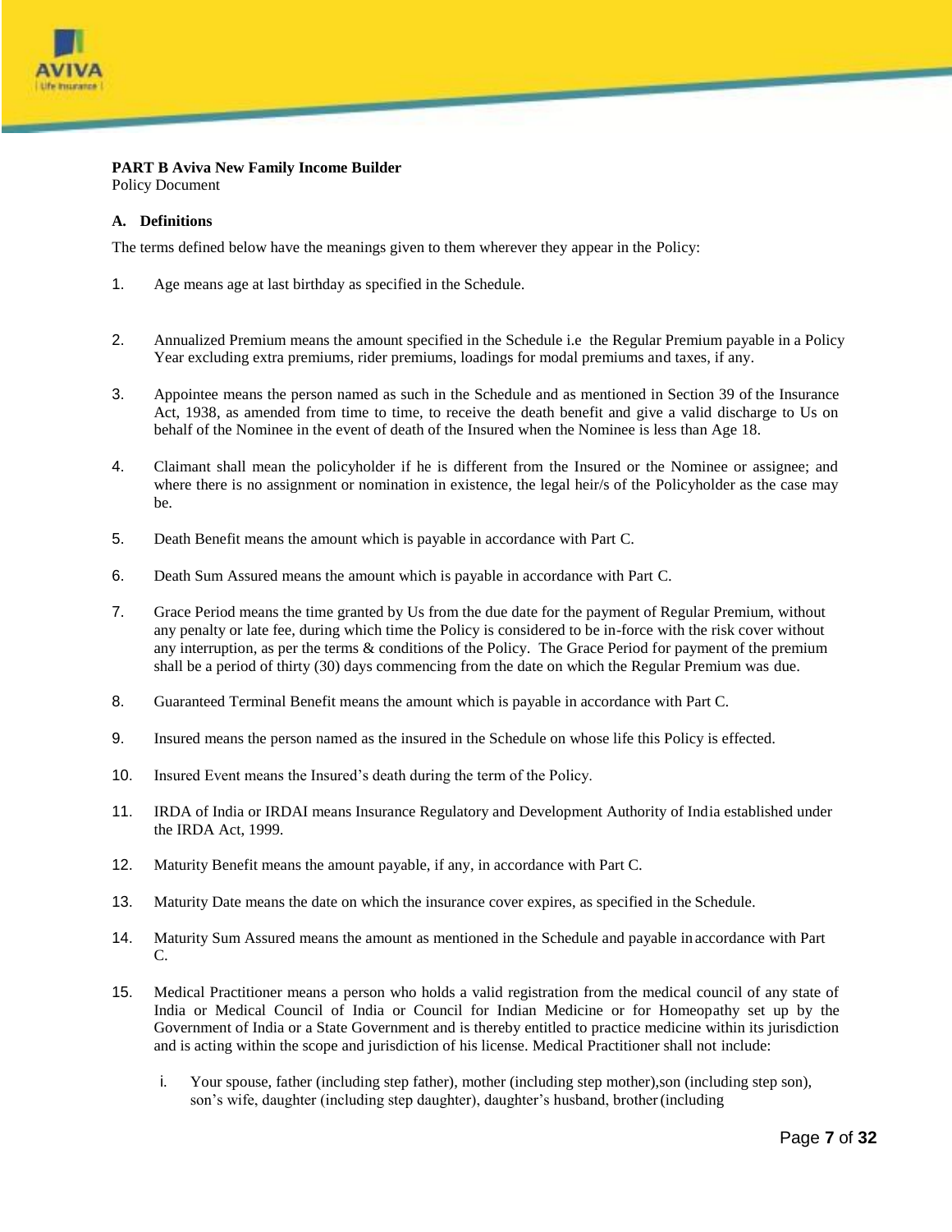**PART B Aviva New Family Income Builder**
Policy Document

**A. Definitions**

The terms defined below have the meanings given to them wherever they appear in the Policy:

1. Age means age at last birthday as specified in the Schedule.

2. Annualized Premium means the amount specified in the Schedule i.e the Regular Premium payable in a Policy Year excluding extra premiums, rider premiums, loadings for modal premiums and taxes, if any.

3. Appointee means the person named as such in the Schedule and as mentioned in Section 39 of the Insurance Act, 1938, as amended from time to time, to receive the death benefit and give a valid discharge to Us on behalf of the Nominee in the event of death of the Insured when the Nominee is less than Age 18.

4. Claimant shall mean the policyholder if he is different from the Insured or the Nominee or assignee; and where there is no assignment or nomination in existence, the legal heir/s of the Policyholder as the case may be.

5. Death Benefit means the amount which is payable in accordance with Part C.

6. Death Sum Assured means the amount which is payable in accordance with Part C.

7. Grace Period means the time granted by Us from the due date for the payment of Regular Premium, without any penalty or late fee, during which time the Policy is considered to be in-force with the risk cover without any interruption, as per the terms & conditions of the Policy. The Grace Period for payment of the premium shall be a period of thirty (30) days commencing from the date on which the Regular Premium was due.

8. Guaranteed Terminal Benefit means the amount which is payable in accordance with Part C.

9. Insured means the person named as the insured in the Schedule on whose life this Policy is effected.

10. Insured Event means the Insured's death during the term of the Policy.

11. IRDA of India or IRDAI means Insurance Regulatory and Development Authority of India established under the IRDA Act, 1999.

12. Maturity Benefit means the amount payable, if any, in accordance with Part C.

13. Maturity Date means the date on which the insurance cover expires, as specified in the Schedule.

14. Maturity Sum Assured means the amount as mentioned in the Schedule and payable in accordance with Part C.

15. Medical Practitioner means a person who holds a valid registration from the medical council of any state of India or Medical Council of India or Council for Indian Medicine or for Homeopathy set up by the Government of India or a State Government and is thereby entitled to practice medicine within its jurisdiction and is acting within the scope and jurisdiction of his license. Medical Practitioner shall not include:

    i. Your spouse, father (including step father), mother (including step mother),son (including step son), son's wife, daughter (including step daughter), daughter's husband, brother (including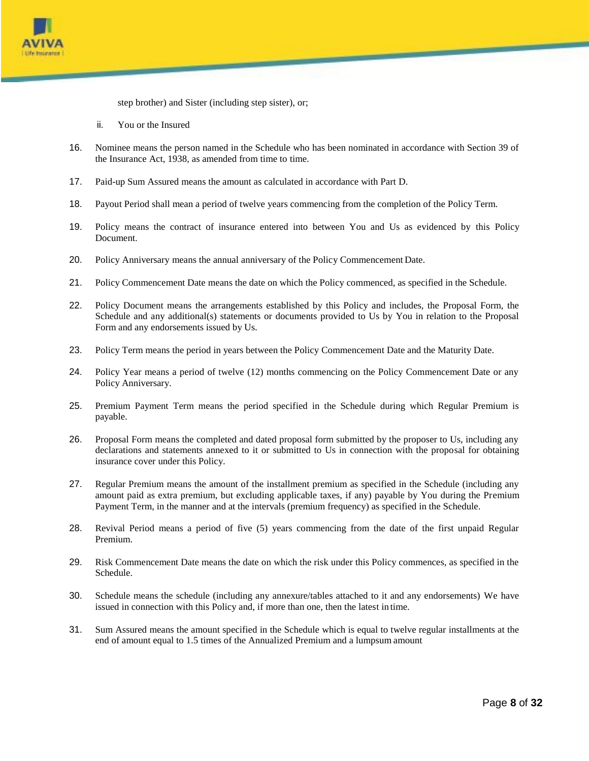step brother) and Sister (including step sister), or;

ii. You or the Insured

16. Nominee means the person named in the Schedule who has been nominated in accordance with Section 39 of the Insurance Act, 1938, as amended from time to time.

17. Paid-up Sum Assured means the amount as calculated in accordance with Part D.

18. Payout Period shall mean a period of twelve years commencing from the completion of the Policy Term.

19. Policy means the contract of insurance entered into between You and Us as evidenced by this Policy Document.

20. Policy Anniversary means the annual anniversary of the Policy Commencement Date.

21. Policy Commencement Date means the date on which the Policy commenced, as specified in the Schedule.

22. Policy Document means the arrangements established by this Policy and includes, the Proposal Form, the Schedule and any additional(s) statements or documents provided to Us by You in relation to the Proposal Form and any endorsements issued by Us.

23. Policy Term means the period in years between the Policy Commencement Date and the Maturity Date.

24. Policy Year means a period of twelve (12) months commencing on the Policy Commencement Date or any Policy Anniversary.

25. Premium Payment Term means the period specified in the Schedule during which Regular Premium is payable.

26. Proposal Form means the completed and dated proposal form submitted by the proposer to Us, including any declarations and statements annexed to it or submitted to Us in connection with the proposal for obtaining insurance cover under this Policy.

27. Regular Premium means the amount of the installment premium as specified in the Schedule (including any amount paid as extra premium, but excluding applicable taxes, if any) payable by You during the Premium Payment Term, in the manner and at the intervals (premium frequency) as specified in the Schedule.

28. Revival Period means a period of five (5) years commencing from the date of the first unpaid Regular Premium.

29. Risk Commencement Date means the date on which the risk under this Policy commences, as specified in the Schedule.

30. Schedule means the schedule (including any annexure/tables attached to it and any endorsements) We have issued in connection with this Policy and, if more than one, then the latest in time.

31. Sum Assured means the amount specified in the Schedule which is equal to twelve regular installments at the end of amount equal to 1.5 times of the Annualized Premium and a lumpsum amount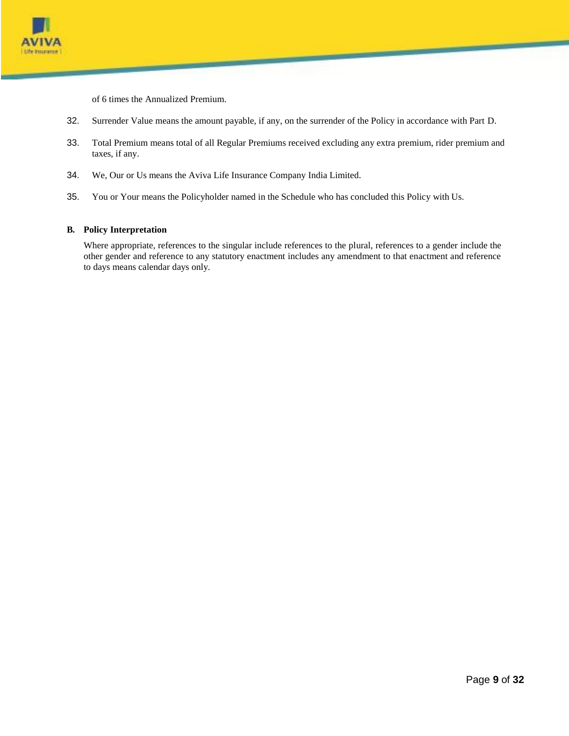of 6 times the Annualized Premium.

32. Surrender Value means the amount payable, if any, on the surrender of the Policy in accordance with Part D.

33. Total Premium means total of all Regular Premiums received excluding any extra premium, rider premium and taxes, if any.

34. We, Our or Us means the Aviva Life Insurance Company India Limited.

35. You or Your means the Policyholder named in the Schedule who has concluded this Policy with Us.

**B. Policy Interpretation**

Where appropriate, references to the singular include references to the plural, references to a gender include the other gender and reference to any statutory enactment includes any amendment to that enactment and reference to days means calendar days only.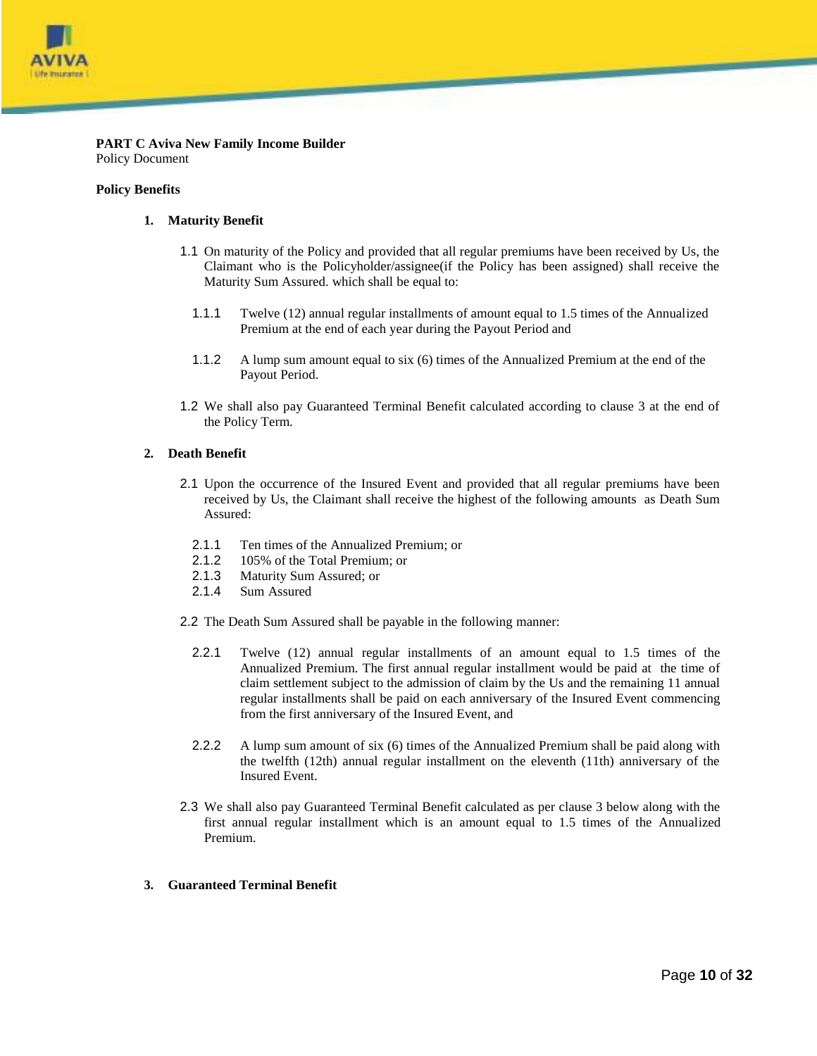**PART C Aviva New Family Income Builder**
Policy Document

**Policy Benefits**

**1. Maturity Benefit**

1.1 On maturity of the Policy and provided that all regular premiums have been received by Us, the Claimant who is the Policyholder/assignee(if the Policy has been assigned) shall receive the Maturity Sum Assured. which shall be equal to:

1.1.1 Twelve (12) annual regular installments of amount equal to 1.5 times of the Annualized Premium at the end of each year during the Payout Period and

1.1.2 A lump sum amount equal to six (6) times of the Annualized Premium at the end of the Payout Period.

1.2 We shall also pay Guaranteed Terminal Benefit calculated according to clause 3 at the end of the Policy Term.

**2. Death Benefit**

2.1 Upon the occurrence of the Insured Event and provided that all regular premiums have been received by Us, the Claimant shall receive the highest of the following amounts as Death Sum Assured:

2.1.1 Ten times of the Annualized Premium; or
2.1.2 105% of the Total Premium; or
2.1.3 Maturity Sum Assured; or
2.1.4 Sum Assured

2.2 The Death Sum Assured shall be payable in the following manner:

2.2.1 Twelve (12) annual regular installments of an amount equal to 1.5 times of the Annualized Premium. The first annual regular installment would be paid at the time of claim settlement subject to the admission of claim by the Us and the remaining 11 annual regular installments shall be paid on each anniversary of the Insured Event commencing from the first anniversary of the Insured Event, and

2.2.2 A lump sum amount of six (6) times of the Annualized Premium shall be paid along with the twelfth (12th) annual regular installment on the eleventh (11th) anniversary of the Insured Event.

2.3 We shall also pay Guaranteed Terminal Benefit calculated as per clause 3 below along with the first annual regular installment which is an amount equal to 1.5 times of the Annualized Premium.

**3. Guaranteed Terminal Benefit**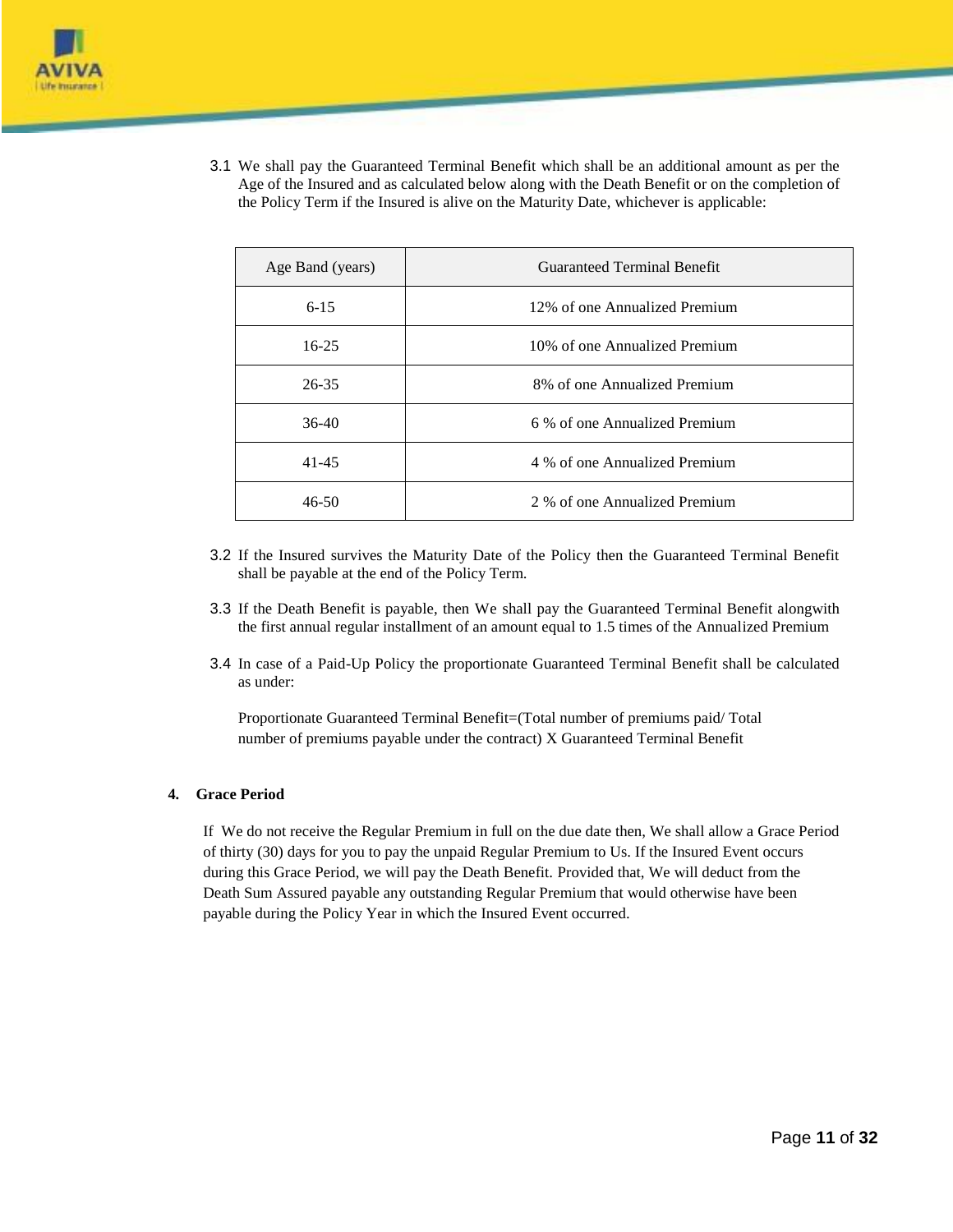3.1 We shall pay the Guaranteed Terminal Benefit which shall be an additional amount as per the Age of the Insured and as calculated below along with the Death Benefit or on the completion of the Policy Term if the Insured is alive on the Maturity Date, whichever is applicable:

| Age Band (years) | Guaranteed Terminal Benefit |
| --- | --- |
| 6-15 | 12% of one Annualized Premium |
| 16-25 | 10% of one Annualized Premium |
| 26-35 | 8% of one Annualized Premium |
| 36-40 | 6 % of one Annualized Premium |
| 41-45 | 4 % of one Annualized Premium |
| 46-50 | 2 % of one Annualized Premium |

3.2 If the Insured survives the Maturity Date of the Policy then the Guaranteed Terminal Benefit shall be payable at the end of the Policy Term.

3.3 If the Death Benefit is payable, then We shall pay the Guaranteed Terminal Benefit alongwith the first annual regular installment of an amount equal to 1.5 times of the Annualized Premium

3.4 In case of a Paid-Up Policy the proportionate Guaranteed Terminal Benefit shall be calculated as under:

Proportionate Guaranteed Terminal Benefit=(Total number of premiums paid/ Total number of premiums payable under the contract) X Guaranteed Terminal Benefit

**4. Grace Period**

If We do not receive the Regular Premium in full on the due date then, We shall allow a Grace Period of thirty (30) days for you to pay the unpaid Regular Premium to Us. If the Insured Event occurs during this Grace Period, we will pay the Death Benefit. Provided that, We will deduct from the Death Sum Assured payable any outstanding Regular Premium that would otherwise have been payable during the Policy Year in which the Insured Event occurred.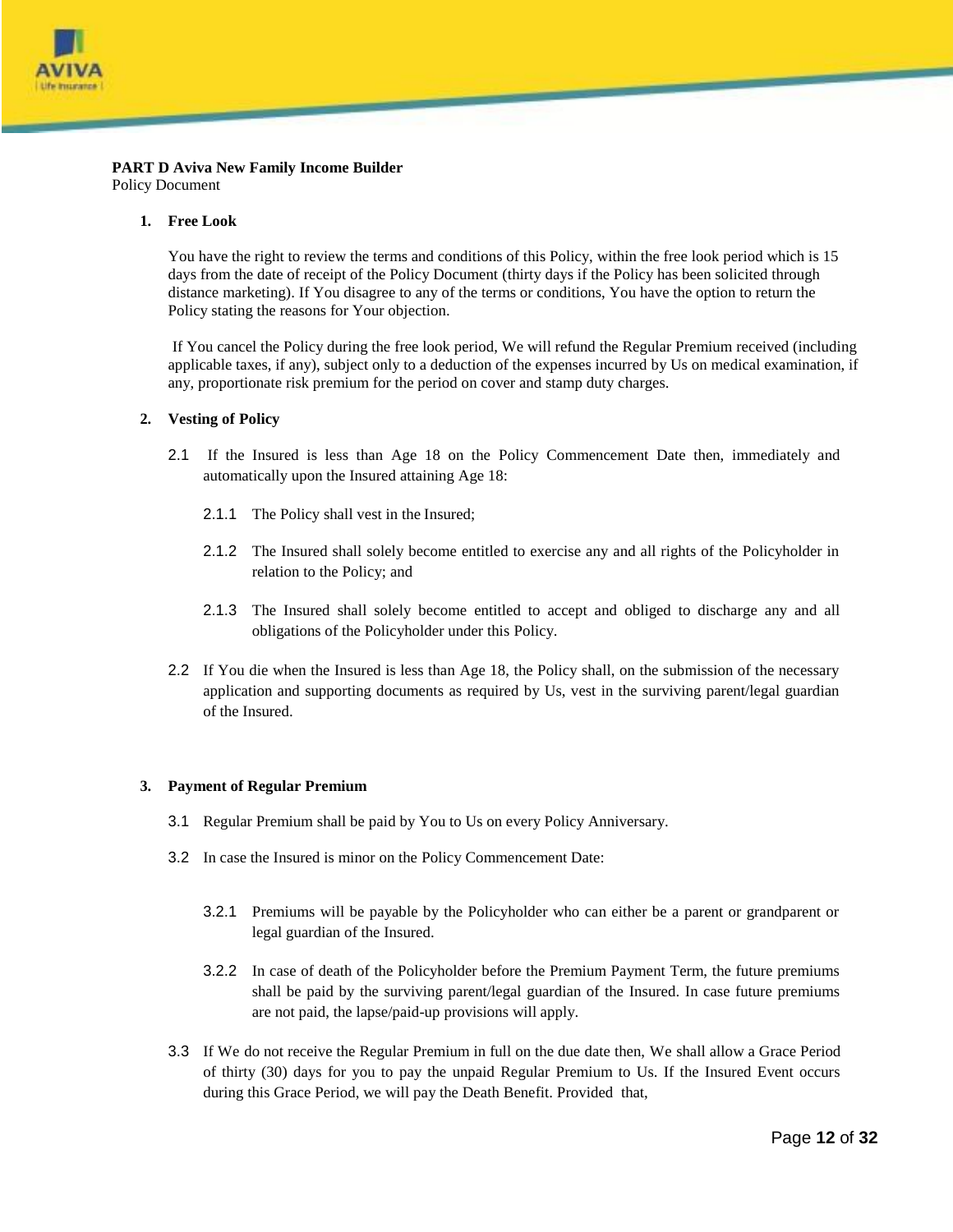**PART D Aviva New Family Income Builder**

Policy Document

**1. Free Look**

You have the right to review the terms and conditions of this Policy, within the free look period which is 15 days from the date of receipt of the Policy Document (thirty days if the Policy has been solicited through distance marketing). If You disagree to any of the terms or conditions, You have the option to return the Policy stating the reasons for Your objection.

If You cancel the Policy during the free look period, We will refund the Regular Premium received (including applicable taxes, if any), subject only to a deduction of the expenses incurred by Us on medical examination, if any, proportionate risk premium for the period on cover and stamp duty charges.

**2. Vesting of Policy**

2.1 If the Insured is less than Age 18 on the Policy Commencement Date then, immediately and automatically upon the Insured attaining Age 18:

2.1.1 The Policy shall vest in the Insured;

2.1.2 The Insured shall solely become entitled to exercise any and all rights of the Policyholder in relation to the Policy; and

2.1.3 The Insured shall solely become entitled to accept and obliged to discharge any and all obligations of the Policyholder under this Policy.

2.2 If You die when the Insured is less than Age 18, the Policy shall, on the submission of the necessary application and supporting documents as required by Us, vest in the surviving parent/legal guardian of the Insured.

**3. Payment of Regular Premium**

3.1 Regular Premium shall be paid by You to Us on every Policy Anniversary.

3.2 In case the Insured is minor on the Policy Commencement Date:

3.2.1 Premiums will be payable by the Policyholder who can either be a parent or grandparent or legal guardian of the Insured.

3.2.2 In case of death of the Policyholder before the Premium Payment Term, the future premiums shall be paid by the surviving parent/legal guardian of the Insured. In case future premiums are not paid, the lapse/paid-up provisions will apply.

3.3 If We do not receive the Regular Premium in full on the due date then, We shall allow a Grace Period of thirty (30) days for you to pay the unpaid Regular Premium to Us. If the Insured Event occurs during this Grace Period, we will pay the Death Benefit. Provided that,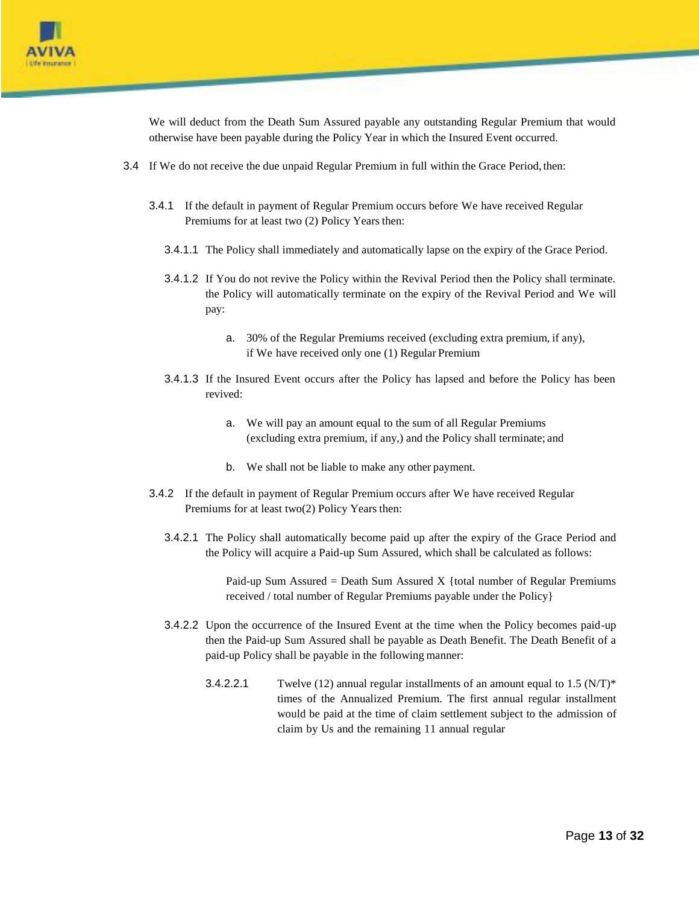We will deduct from the Death Sum Assured payable any outstanding Regular Premium that would otherwise have been payable during the Policy Year in which the Insured Event occurred.

3.4 If We do not receive the due unpaid Regular Premium in full within the Grace Period, then:

3.4.1 If the default in payment of Regular Premium occurs before We have received Regular Premiums for at least two (2) Policy Years then:

3.4.1.1 The Policy shall immediately and automatically lapse on the expiry of the Grace Period.

3.4.1.2 If You do not revive the Policy within the Revival Period then the Policy shall terminate. the Policy will automatically terminate on the expiry of the Revival Period and We will pay:

a. 30% of the Regular Premiums received (excluding extra premium, if any), if We have received only one (1) Regular Premium

3.4.1.3 If the Insured Event occurs after the Policy has lapsed and before the Policy has been revived:

a. We will pay an amount equal to the sum of all Regular Premiums (excluding extra premium, if any,) and the Policy shall terminate; and

b. We shall not be liable to make any other payment.

3.4.2 If the default in payment of Regular Premium occurs after We have received Regular Premiums for at least two(2) Policy Years then:

3.4.2.1 The Policy shall automatically become paid up after the expiry of the Grace Period and the Policy will acquire a Paid-up Sum Assured, which shall be calculated as follows:

Paid-up Sum Assured = Death Sum Assured X {total number of Regular Premiums received / total number of Regular Premiums payable under the Policy}

3.4.2.2 Upon the occurrence of the Insured Event at the time when the Policy becomes paid-up then the Paid-up Sum Assured shall be payable as Death Benefit. The Death Benefit of a paid-up Policy shall be payable in the following manner:

3.4.2.2.1 Twelve (12) annual regular installments of an amount equal to 1.5 (N/T)* times of the Annualized Premium. The first annual regular installment would be paid at the time of claim settlement subject to the admission of claim by Us and the remaining 11 annual regular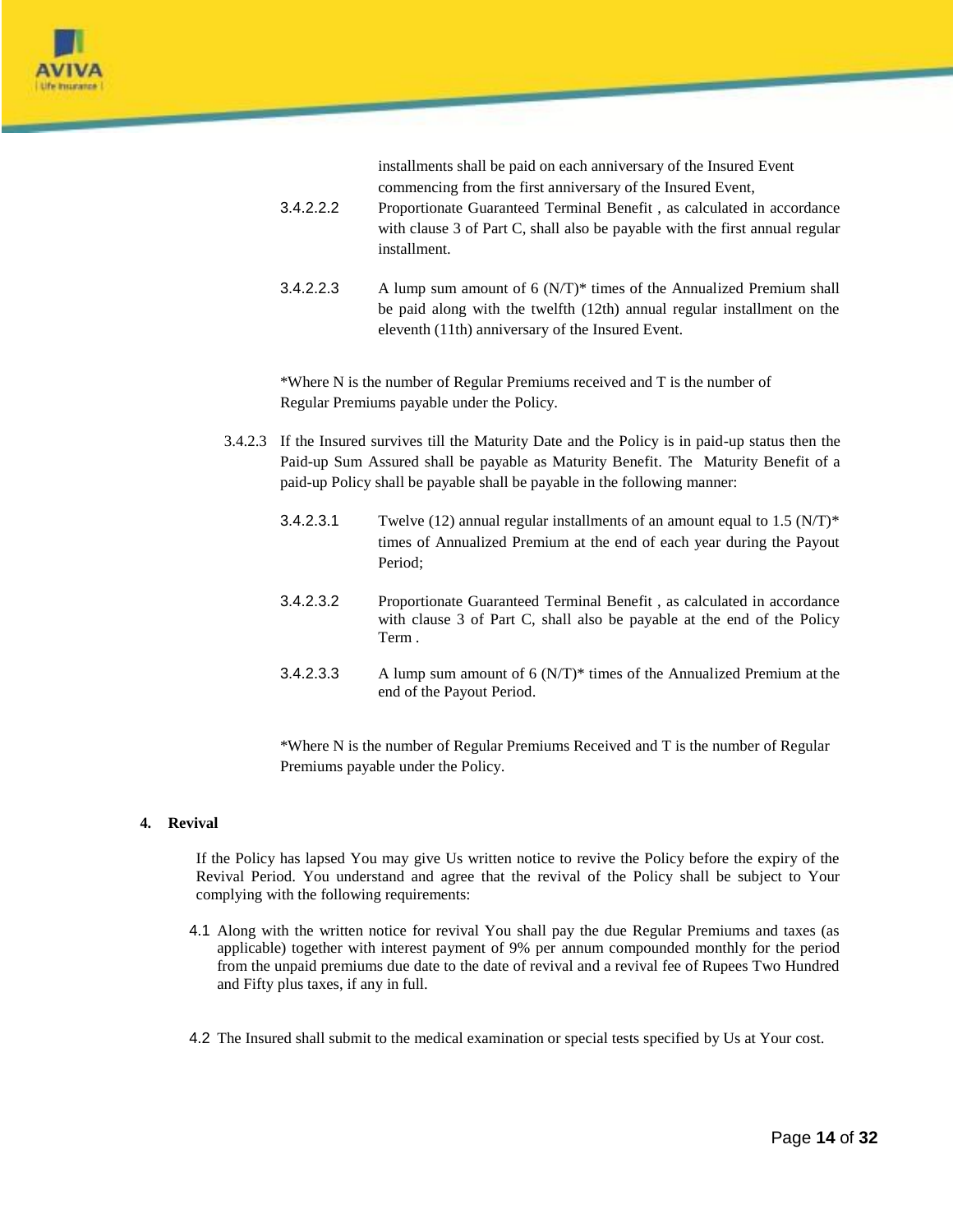installments shall be paid on each anniversary of the Insured Event commencing from the first anniversary of the Insured Event,

3.4.2.2.2 Proportionate Guaranteed Terminal Benefit , as calculated in accordance with clause 3 of Part C, shall also be payable with the first annual regular installment.

3.4.2.2.3 A lump sum amount of 6 (N/T)* times of the Annualized Premium shall be paid along with the twelfth (12th) annual regular installment on the eleventh (11th) anniversary of the Insured Event.

*Where N is the number of Regular Premiums received and T is the number of Regular Premiums payable under the Policy.

3.4.2.3 If the Insured survives till the Maturity Date and the Policy is in paid-up status then the Paid-up Sum Assured shall be payable as Maturity Benefit. The Maturity Benefit of a paid-up Policy shall be payable shall be payable in the following manner:

3.4.2.3.1 Twelve (12) annual regular installments of an amount equal to 1.5 (N/T)* times of Annualized Premium at the end of each year during the Payout Period;

3.4.2.3.2 Proportionate Guaranteed Terminal Benefit , as calculated in accordance with clause 3 of Part C, shall also be payable at the end of the Policy Term .

3.4.2.3.3 A lump sum amount of 6 (N/T)* times of the Annualized Premium at the end of the Payout Period.

*Where N is the number of Regular Premiums Received and T is the number of Regular Premiums payable under the Policy.

## 4. Revival

If the Policy has lapsed You may give Us written notice to revive the Policy before the expiry of the Revival Period. You understand and agree that the revival of the Policy shall be subject to Your complying with the following requirements:

4.1 Along with the written notice for revival You shall pay the due Regular Premiums and taxes (as applicable) together with interest payment of 9% per annum compounded monthly for the period from the unpaid premiums due date to the date of revival and a revival fee of Rupees Two Hundred and Fifty plus taxes, if any in full.

4.2 The Insured shall submit to the medical examination or special tests specified by Us at Your cost.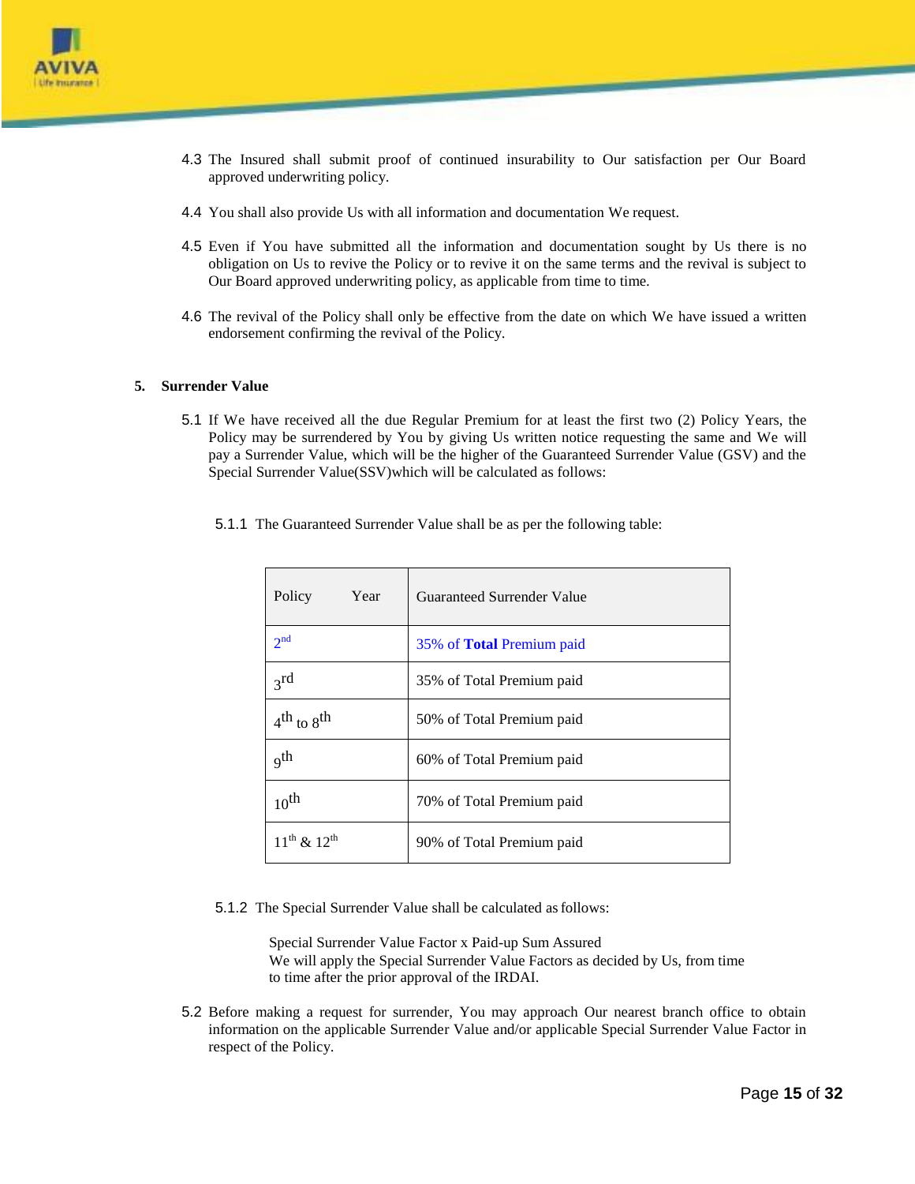4.3 The Insured shall submit proof of continued insurability to Our satisfaction per Our Board approved underwriting policy.

4.4 You shall also provide Us with all information and documentation We request.

4.5 Even if You have submitted all the information and documentation sought by Us there is no obligation on Us to revive the Policy or to revive it on the same terms and the revival is subject to Our Board approved underwriting policy, as applicable from time to time.

4.6 The revival of the Policy shall only be effective from the date on which We have issued a written endorsement confirming the revival of the Policy.

**5. Surrender Value**

5.1 If We have received all the due Regular Premium for at least the first two (2) Policy Years, the Policy may be surrendered by You by giving Us written notice requesting the same and We will pay a Surrender Value, which will be the higher of the Guaranteed Surrender Value (GSV) and the Special Surrender Value(SSV)which will be calculated as follows:

5.1.1 The Guaranteed Surrender Value shall be as per the following table:

| Policy Year | Guaranteed Surrender Value |
|---|---|
| 2nd | 35% of **Total** Premium paid |
| 3rd | 35% of Total Premium paid |
| 4th to 8th | 50% of Total Premium paid |
| 9th | 60% of Total Premium paid |
| 10th | 70% of Total Premium paid |
| 11th & 12th | 90% of Total Premium paid |

5.1.2 The Special Surrender Value shall be calculated as follows:

Special Surrender Value Factor x Paid-up Sum Assured
We will apply the Special Surrender Value Factors as decided by Us, from time to time after the prior approval of the IRDAI.

5.2 Before making a request for surrender, You may approach Our nearest branch office to obtain information on the applicable Surrender Value and/or applicable Special Surrender Value Factor in respect of the Policy.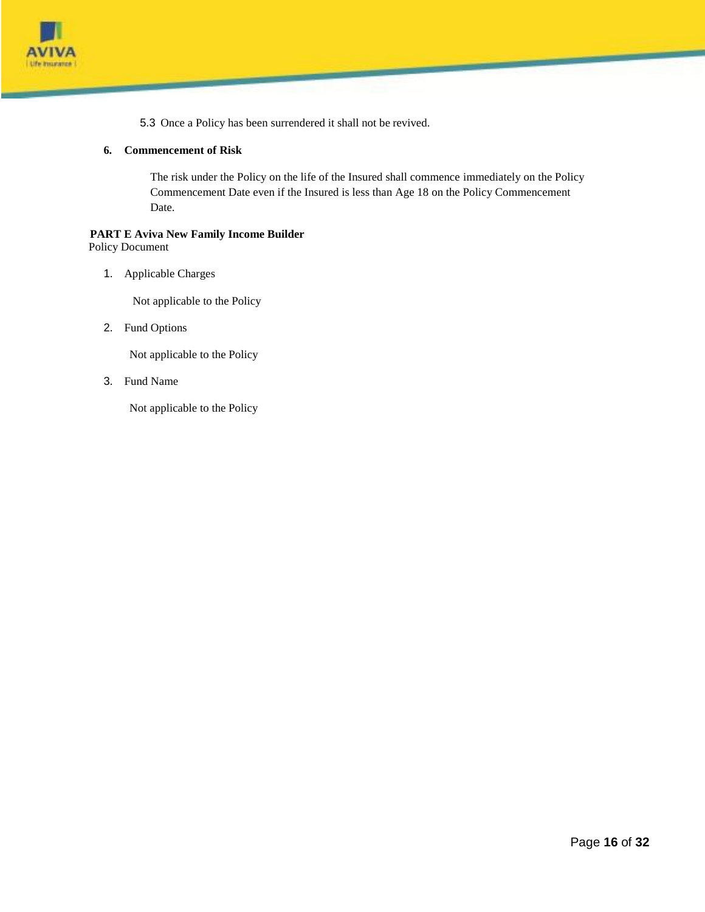5.3 Once a Policy has been surrendered it shall not be revived.

**6. Commencement of Risk**

The risk under the Policy on the life of the Insured shall commence immediately on the Policy Commencement Date even if the Insured is less than Age 18 on the Policy Commencement Date.

**PART E Aviva New Family Income Builder**
Policy Document

1. Applicable Charges

   Not applicable to the Policy

2. Fund Options

   Not applicable to the Policy

3. Fund Name

   Not applicable to the Policy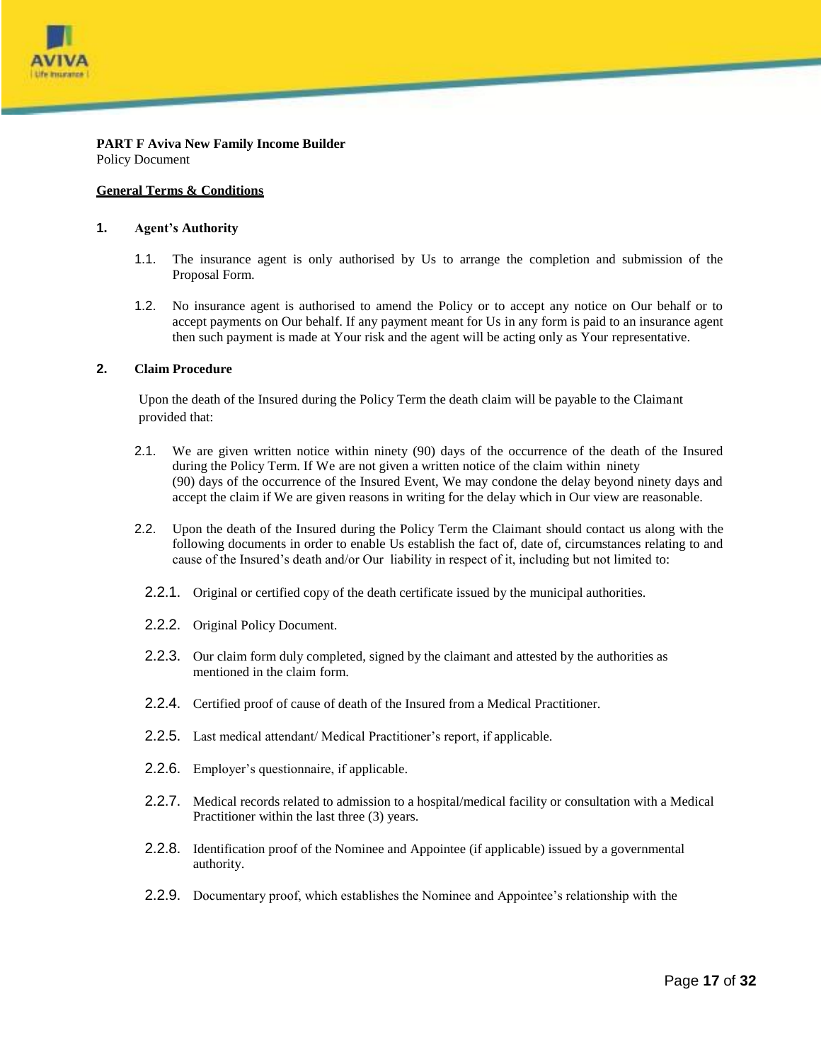**PART F Aviva New Family Income Builder**
Policy Document

**General Terms & Conditions**

**1. Agent's Authority**

1.1. The insurance agent is only authorised by Us to arrange the completion and submission of the Proposal Form.

1.2. No insurance agent is authorised to amend the Policy or to accept any notice on Our behalf or to accept payments on Our behalf. If any payment meant for Us in any form is paid to an insurance agent then such payment is made at Your risk and the agent will be acting only as Your representative.

**2. Claim Procedure**

Upon the death of the Insured during the Policy Term the death claim will be payable to the Claimant provided that:

2.1. We are given written notice within ninety (90) days of the occurrence of the death of the Insured during the Policy Term. If We are not given a written notice of the claim within ninety (90) days of the occurrence of the Insured Event, We may condone the delay beyond ninety days and accept the claim if We are given reasons in writing for the delay which in Our view are reasonable.

2.2. Upon the death of the Insured during the Policy Term the Claimant should contact us along with the following documents in order to enable Us establish the fact of, date of, circumstances relating to and cause of the Insured's death and/or Our liability in respect of it, including but not limited to:

2.2.1. Original or certified copy of the death certificate issued by the municipal authorities.

2.2.2. Original Policy Document.

2.2.3. Our claim form duly completed, signed by the claimant and attested by the authorities as mentioned in the claim form.

2.2.4. Certified proof of cause of death of the Insured from a Medical Practitioner.

2.2.5. Last medical attendant/ Medical Practitioner's report, if applicable.

2.2.6. Employer's questionnaire, if applicable.

2.2.7. Medical records related to admission to a hospital/medical facility or consultation with a Medical Practitioner within the last three (3) years.

2.2.8. Identification proof of the Nominee and Appointee (if applicable) issued by a governmental authority.

2.2.9. Documentary proof, which establishes the Nominee and Appointee's relationship with the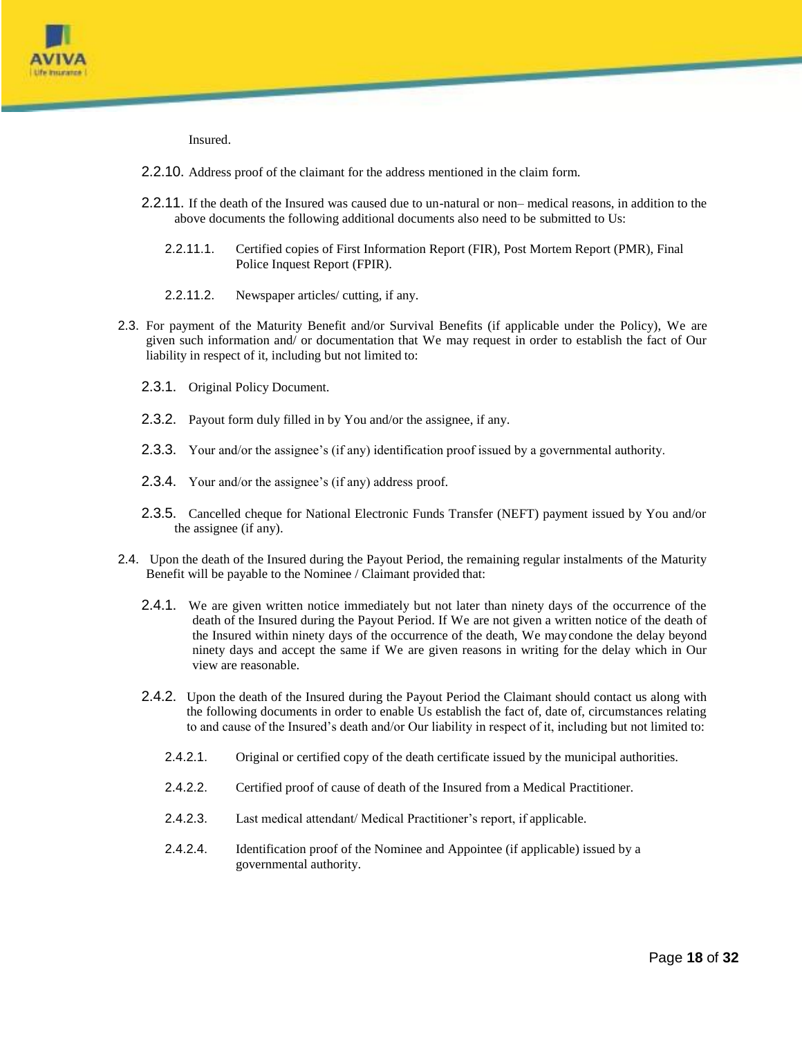Insured.

2.2.10. Address proof of the claimant for the address mentioned in the claim form.

2.2.11. If the death of the Insured was caused due to un-natural or non– medical reasons, in addition to the above documents the following additional documents also need to be submitted to Us:

2.2.11.1. Certified copies of First Information Report (FIR), Post Mortem Report (PMR), Final Police Inquest Report (FPIR).

2.2.11.2. Newspaper articles/ cutting, if any.

2.3. For payment of the Maturity Benefit and/or Survival Benefits (if applicable under the Policy), We are given such information and/ or documentation that We may request in order to establish the fact of Our liability in respect of it, including but not limited to:

2.3.1. Original Policy Document.

2.3.2. Payout form duly filled in by You and/or the assignee, if any.

2.3.3. Your and/or the assignee's (if any) identification proof issued by a governmental authority.

2.3.4. Your and/or the assignee's (if any) address proof.

2.3.5. Cancelled cheque for National Electronic Funds Transfer (NEFT) payment issued by You and/or the assignee (if any).

2.4. Upon the death of the Insured during the Payout Period, the remaining regular instalments of the Maturity Benefit will be payable to the Nominee / Claimant provided that:

2.4.1. We are given written notice immediately but not later than ninety days of the occurrence of the death of the Insured during the Payout Period. If We are not given a written notice of the death of the Insured within ninety days of the occurrence of the death, We may condone the delay beyond ninety days and accept the same if We are given reasons in writing for the delay which in Our view are reasonable.

2.4.2. Upon the death of the Insured during the Payout Period the Claimant should contact us along with the following documents in order to enable Us establish the fact of, date of, circumstances relating to and cause of the Insured's death and/or Our liability in respect of it, including but not limited to:

2.4.2.1. Original or certified copy of the death certificate issued by the municipal authorities.

2.4.2.2. Certified proof of cause of death of the Insured from a Medical Practitioner.

2.4.2.3. Last medical attendant/ Medical Practitioner's report, if applicable.

2.4.2.4. Identification proof of the Nominee and Appointee (if applicable) issued by a governmental authority.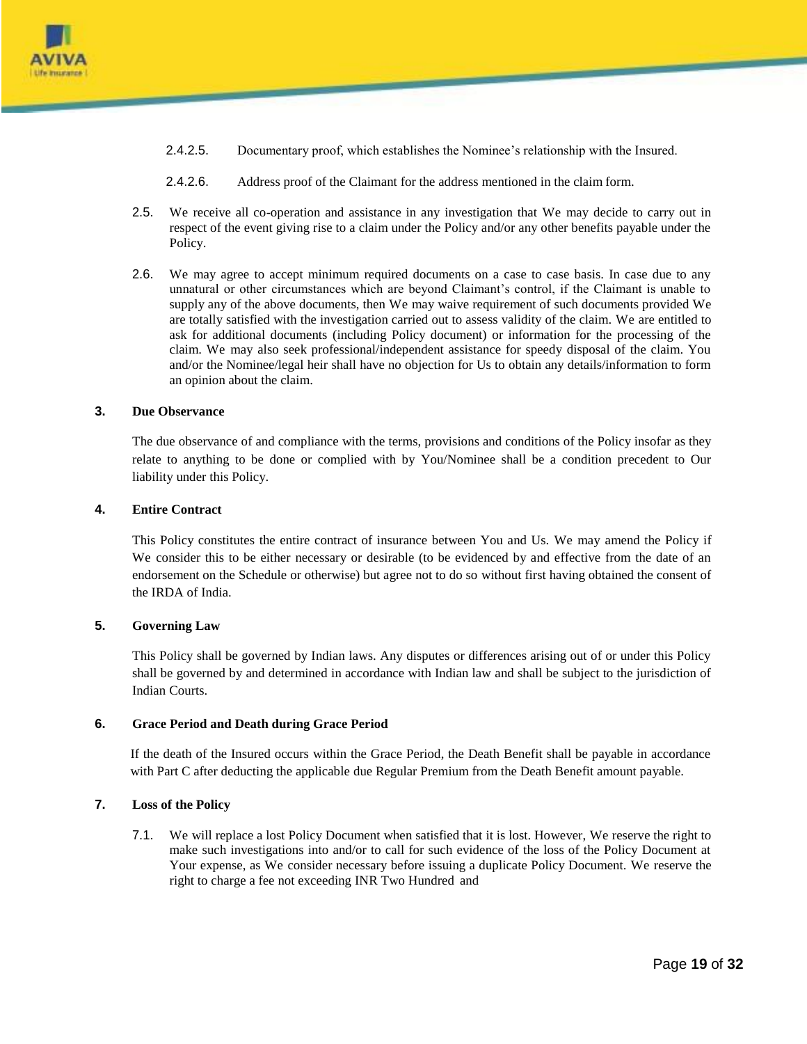2.4.2.5. Documentary proof, which establishes the Nominee's relationship with the Insured.

2.4.2.6. Address proof of the Claimant for the address mentioned in the claim form.

2.5. We receive all co-operation and assistance in any investigation that We may decide to carry out in respect of the event giving rise to a claim under the Policy and/or any other benefits payable under the Policy.

2.6. We may agree to accept minimum required documents on a case to case basis. In case due to any unnatural or other circumstances which are beyond Claimant's control, if the Claimant is unable to supply any of the above documents, then We may waive requirement of such documents provided We are totally satisfied with the investigation carried out to assess validity of the claim. We are entitled to ask for additional documents (including Policy document) or information for the processing of the claim. We may also seek professional/independent assistance for speedy disposal of the claim. You and/or the Nominee/legal heir shall have no objection for Us to obtain any details/information to form an opinion about the claim.

### 3. Due Observance

The due observance of and compliance with the terms, provisions and conditions of the Policy insofar as they relate to anything to be done or complied with by You/Nominee shall be a condition precedent to Our liability under this Policy.

### 4. Entire Contract

This Policy constitutes the entire contract of insurance between You and Us. We may amend the Policy if We consider this to be either necessary or desirable (to be evidenced by and effective from the date of an endorsement on the Schedule or otherwise) but agree not to do so without first having obtained the consent of the IRDA of India.

### 5. Governing Law

This Policy shall be governed by Indian laws. Any disputes or differences arising out of or under this Policy shall be governed by and determined in accordance with Indian law and shall be subject to the jurisdiction of Indian Courts.

### 6. Grace Period and Death during Grace Period

If the death of the Insured occurs within the Grace Period, the Death Benefit shall be payable in accordance with Part C after deducting the applicable due Regular Premium from the Death Benefit amount payable.

### 7. Loss of the Policy

7.1. We will replace a lost Policy Document when satisfied that it is lost. However, We reserve the right to make such investigations into and/or to call for such evidence of the loss of the Policy Document at Your expense, as We consider necessary before issuing a duplicate Policy Document. We reserve the right to charge a fee not exceeding INR Two Hundred and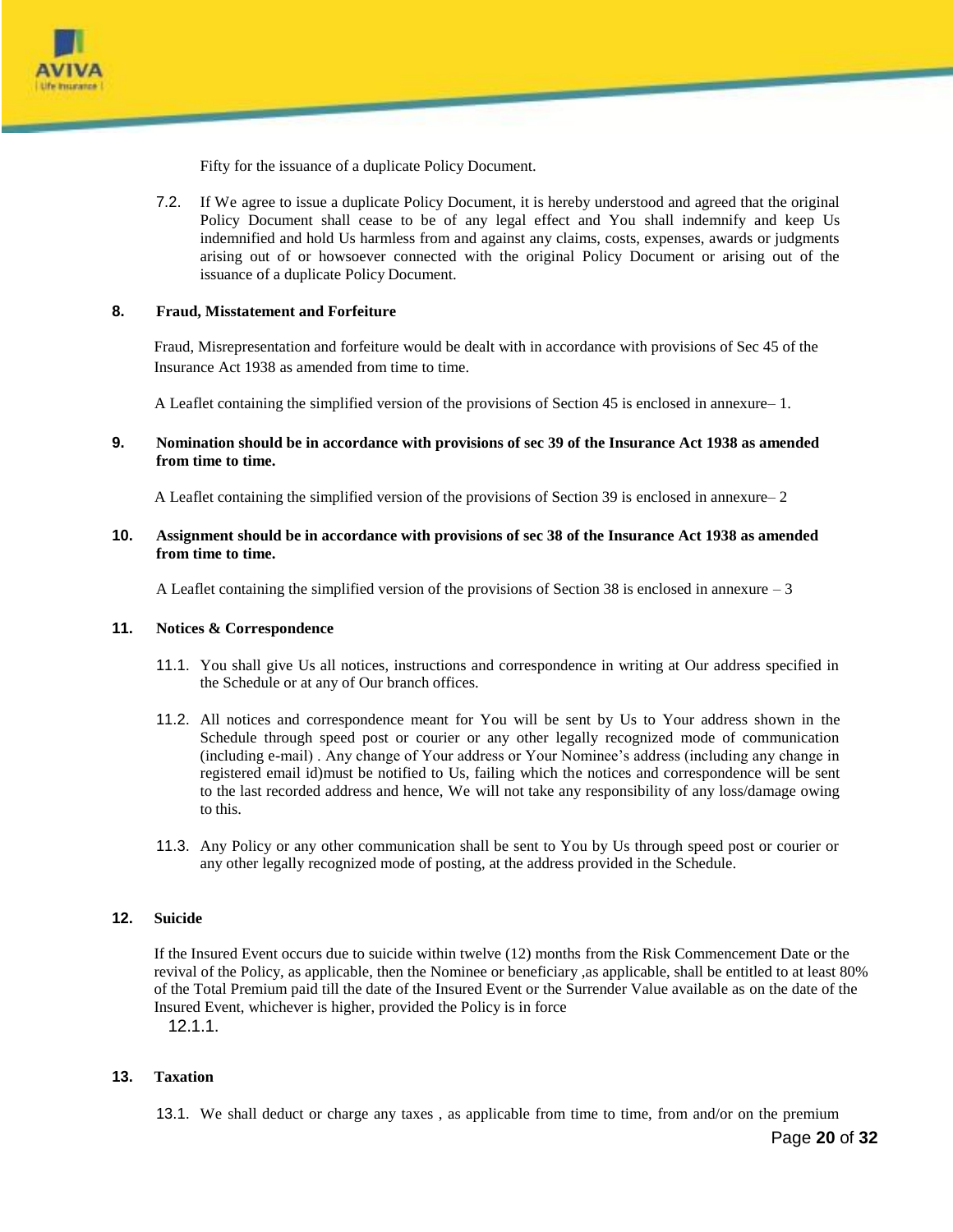Fifty for the issuance of a duplicate Policy Document.

7.2. If We agree to issue a duplicate Policy Document, it is hereby understood and agreed that the original Policy Document shall cease to be of any legal effect and You shall indemnify and keep Us indemnified and hold Us harmless from and against any claims, costs, expenses, awards or judgments arising out of or howsoever connected with the original Policy Document or arising out of the issuance of a duplicate Policy Document.

**8. Fraud, Misstatement and Forfeiture**

Fraud, Misrepresentation and forfeiture would be dealt with in accordance with provisions of Sec 45 of the Insurance Act 1938 as amended from time to time.

A Leaflet containing the simplified version of the provisions of Section 45 is enclosed in annexure– 1.

**9. Nomination should be in accordance with provisions of sec 39 of the Insurance Act 1938 as amended from time to time.**

A Leaflet containing the simplified version of the provisions of Section 39 is enclosed in annexure– 2

**10. Assignment should be in accordance with provisions of sec 38 of the Insurance Act 1938 as amended from time to time.**

A Leaflet containing the simplified version of the provisions of Section 38 is enclosed in annexure – 3

**11. Notices & Correspondence**

11.1. You shall give Us all notices, instructions and correspondence in writing at Our address specified in the Schedule or at any of Our branch offices.

11.2. All notices and correspondence meant for You will be sent by Us to Your address shown in the Schedule through speed post or courier or any other legally recognized mode of communication (including e-mail) . Any change of Your address or Your Nominee's address (including any change in registered email id)must be notified to Us, failing which the notices and correspondence will be sent to the last recorded address and hence, We will not take any responsibility of any loss/damage owing to this.

11.3. Any Policy or any other communication shall be sent to You by Us through speed post or courier or any other legally recognized mode of posting, at the address provided in the Schedule.

**12. Suicide**

If the Insured Event occurs due to suicide within twelve (12) months from the Risk Commencement Date or the revival of the Policy, as applicable, then the Nominee or beneficiary ,as applicable, shall be entitled to at least 80% of the Total Premium paid till the date of the Insured Event or the Surrender Value available as on the date of the Insured Event, whichever is higher, provided the Policy is in force

12.1.1.

**13. Taxation**

13.1. We shall deduct or charge any taxes , as applicable from time to time, from and/or on the premium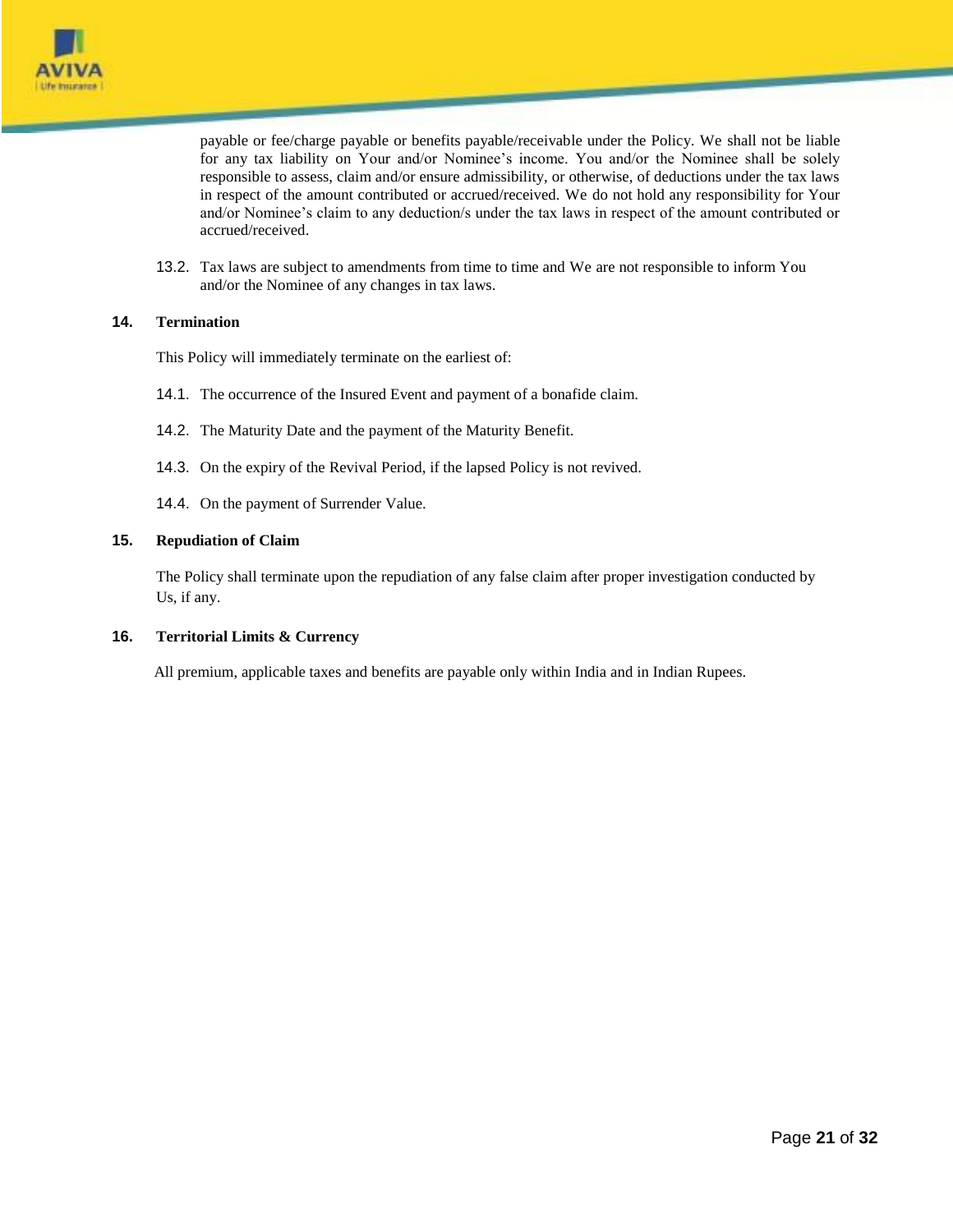payable or fee/charge payable or benefits payable/receivable under the Policy. We shall not be liable for any tax liability on Your and/or Nominee's income. You and/or the Nominee shall be solely responsible to assess, claim and/or ensure admissibility, or otherwise, of deductions under the tax laws in respect of the amount contributed or accrued/received. We do not hold any responsibility for Your and/or Nominee's claim to any deduction/s under the tax laws in respect of the amount contributed or accrued/received.

13.2. Tax laws are subject to amendments from time to time and We are not responsible to inform You and/or the Nominee of any changes in tax laws.

## 14. Termination

This Policy will immediately terminate on the earliest of:

14.1. The occurrence of the Insured Event and payment of a bonafide claim.

14.2. The Maturity Date and the payment of the Maturity Benefit.

14.3. On the expiry of the Revival Period, if the lapsed Policy is not revived.

14.4. On the payment of Surrender Value.

## 15. Repudiation of Claim

The Policy shall terminate upon the repudiation of any false claim after proper investigation conducted by Us, if any.

## 16. Territorial Limits & Currency

All premium, applicable taxes and benefits are payable only within India and in Indian Rupees.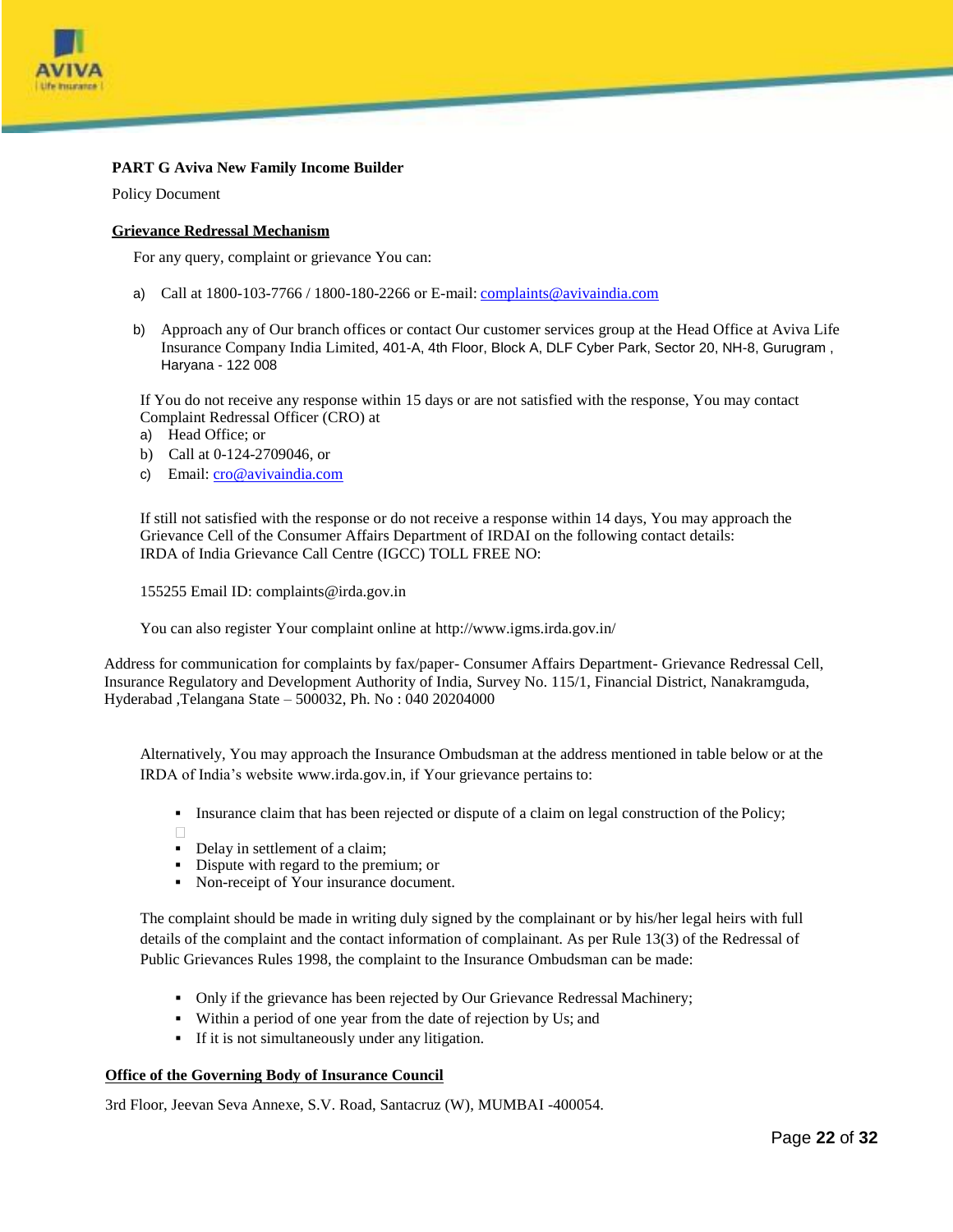**PART G Aviva New Family Income Builder**

Policy Document

**Grievance Redressal Mechanism**

For any query, complaint or grievance You can:

a) Call at 1800-103-7766 / 1800-180-2266 or E-mail: complaints@avivaindia.com

b) Approach any of Our branch offices or contact Our customer services group at the Head Office at Aviva Life Insurance Company India Limited, 401-A, 4th Floor, Block A, DLF Cyber Park, Sector 20, NH-8, Gurugram , Haryana - 122 008

If You do not receive any response within 15 days or are not satisfied with the response, You may contact Complaint Redressal Officer (CRO) at

a) Head Office; or
b) Call at 0-124-2709046, or
c) Email: cro@avivaindia.com

If still not satisfied with the response or do not receive a response within 14 days, You may approach the Grievance Cell of the Consumer Affairs Department of IRDAI on the following contact details:
IRDA of India Grievance Call Centre (IGCC) TOLL FREE NO:

155255 Email ID: complaints@irda.gov.in

You can also register Your complaint online at http://www.igms.irda.gov.in/

Address for communication for complaints by fax/paper- Consumer Affairs Department- Grievance Redressal Cell, Insurance Regulatory and Development Authority of India, Survey No. 115/1, Financial District, Nanakramguda, Hyderabad ,Telangana State – 500032, Ph. No : 040 20204000

Alternatively, You may approach the Insurance Ombudsman at the address mentioned in table below or at the IRDA of India's website www.irda.gov.in, if Your grievance pertains to:

- Insurance claim that has been rejected or dispute of a claim on legal construction of the Policy;
- Delay in settlement of a claim;
- Dispute with regard to the premium; or
- Non-receipt of Your insurance document.

The complaint should be made in writing duly signed by the complainant or by his/her legal heirs with full details of the complaint and the contact information of complainant. As per Rule 13(3) of the Redressal of Public Grievances Rules 1998, the complaint to the Insurance Ombudsman can be made:

- Only if the grievance has been rejected by Our Grievance Redressal Machinery;
- Within a period of one year from the date of rejection by Us; and
- If it is not simultaneously under any litigation.

**Office of the Governing Body of Insurance Council**

3rd Floor, Jeevan Seva Annexe, S.V. Road, Santacruz (W), MUMBAI -400054.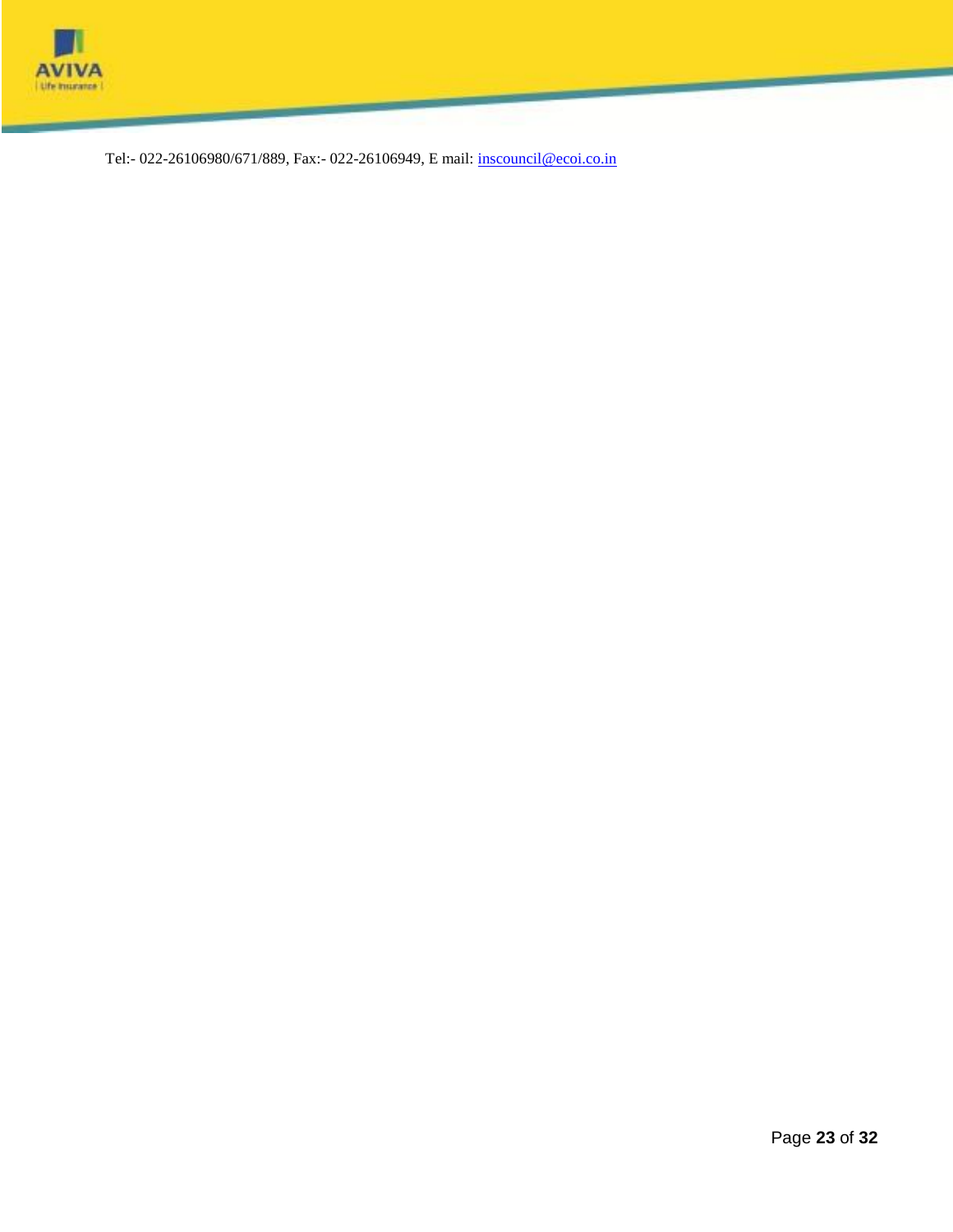Tel:- 022-26106980/671/889, Fax:- 022-26106949, E mail: inscouncil@ecoi.co.in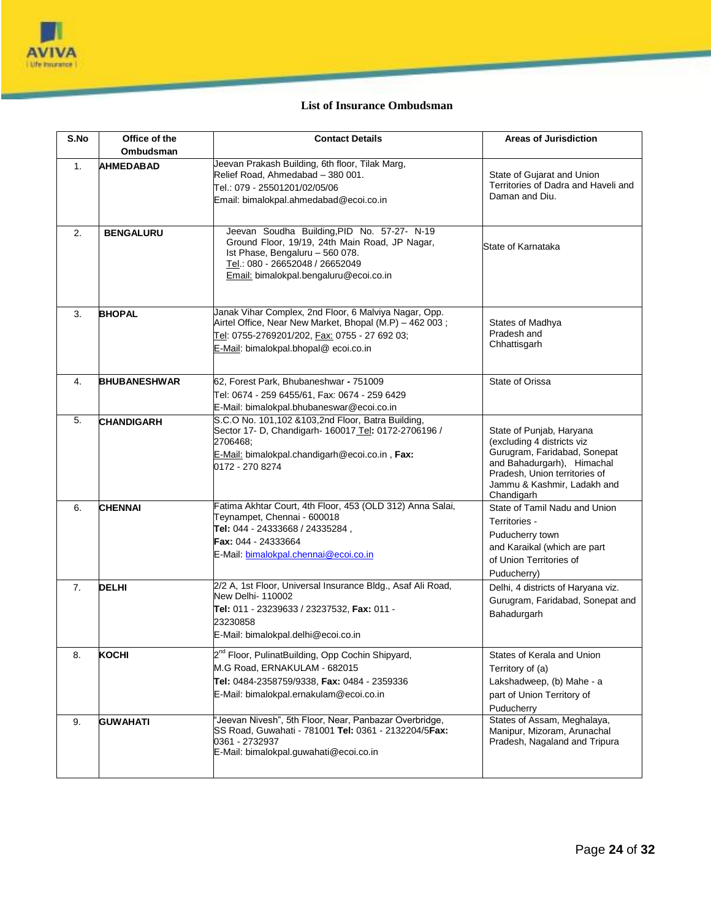## List of Insurance Ombudsman

| S.No | Office of the Ombudsman | Contact Details | Areas of Jurisdiction |
|---|---|---|---|
| 1. | **AHMEDABAD** | Jeevan Prakash Building, 6th floor, Tilak Marg, Relief Road, Ahmedabad – 380 001.<br>Tel.: 079 - 25501201/02/05/06<br>Email: bimalokpal.ahmedabad@ecoi.co.in | State of Gujarat and Union Territories of Dadra and Haveli and Daman and Diu. |
| 2. | **BENGALURU** | Jeevan Soudha Building,PID No. 57-27- N-19 Ground Floor, 19/19, 24th Main Road, JP Nagar, Ist Phase, Bengaluru – 560 078.<br>Tel.: 080 - 26652048 / 26652049<br>Email: bimalokpal.bengaluru@ecoi.co.in | State of Karnataka |
| 3. | **BHOPAL** | Janak Vihar Complex, 2nd Floor, 6 Malviya Nagar, Opp. Airtel Office, Near New Market, Bhopal (M.P) – 462 003 ;<br>Tel: 0755-2769201/202, Fax: 0755 - 27 692 03;<br>E-Mail: bimalokpal.bhopal@ ecoi.co.in | States of Madhya Pradesh and Chhattisgarh |
| 4. | **BHUBANESHWAR** | 62, Forest Park, Bhubaneshwar **-** 751009<br>Tel: 0674 - 259 6455/61, Fax: 0674 - 259 6429<br>E-Mail: bimalokpal.bhubaneswar@ecoi.co.in | State of Orissa |
| 5. | **CHANDIGARH** | S.C.O No. 101,102 &103,2nd Floor, Batra Building, Sector 17- D, Chandigarh- 160017 Tel**:** 0172-2706196 / 2706468;<br>E-Mail: bimalokpal.chandigarh@ecoi.co.in , **Fax:** 0172 - 270 8274 | State of Punjab, Haryana (excluding 4 districts viz Gurugram, Faridabad, Sonepat and Bahadurgarh), Himachal Pradesh, Union territories of Jammu & Kashmir, Ladakh and Chandigarh |
| 6. | **CHENNAI** | Fatima Akhtar Court, 4th Floor, 453 (OLD 312) Anna Salai, Teynampet, Chennai - 600018<br>**Tel:** 044 - 24333668 / 24335284 ,<br>**Fax:** 044 - 24333664<br>E-Mail: bimalokpal.chennai@ecoi.co.in | State of Tamil Nadu and Union Territories - Puducherry town and Karaikal (which are part of Union Territories of Puducherry) |
| 7. | **DELHI** | 2/2 A, 1st Floor, Universal Insurance Bldg., Asaf Ali Road, New Delhi- 110002<br>**Tel:** 011 - 23239633 / 23237532, **Fax:** 011 - 23230858<br>E-Mail: bimalokpal.delhi@ecoi.co.in | Delhi, 4 districts of Haryana viz. Gurugram, Faridabad, Sonepat and Bahadurgarh |
| 8. | **KOCHI** | 2nd Floor, PulinatBuilding, Opp Cochin Shipyard, M.G Road, ERNAKULAM - 682015<br>**Tel:** 0484-2358759/9338, **Fax:** 0484 - 2359336<br>E-Mail: bimalokpal.ernakulam@ecoi.co.in | States of Kerala and Union Territory of (a) Lakshadweep, (b) Mahe - a part of Union Territory of Puducherry |
| 9. | **GUWAHATI** | "Jeevan Nivesh", 5th Floor, Near, Panbazar Overbridge, SS Road, Guwahati - 781001 **Tel:** 0361 - 2132204/5**Fax:** 0361 - 2732937<br>E-Mail: bimalokpal.guwahati@ecoi.co.in | States of Assam, Meghalaya, Manipur, Mizoram, Arunachal Pradesh, Nagaland and Tripura |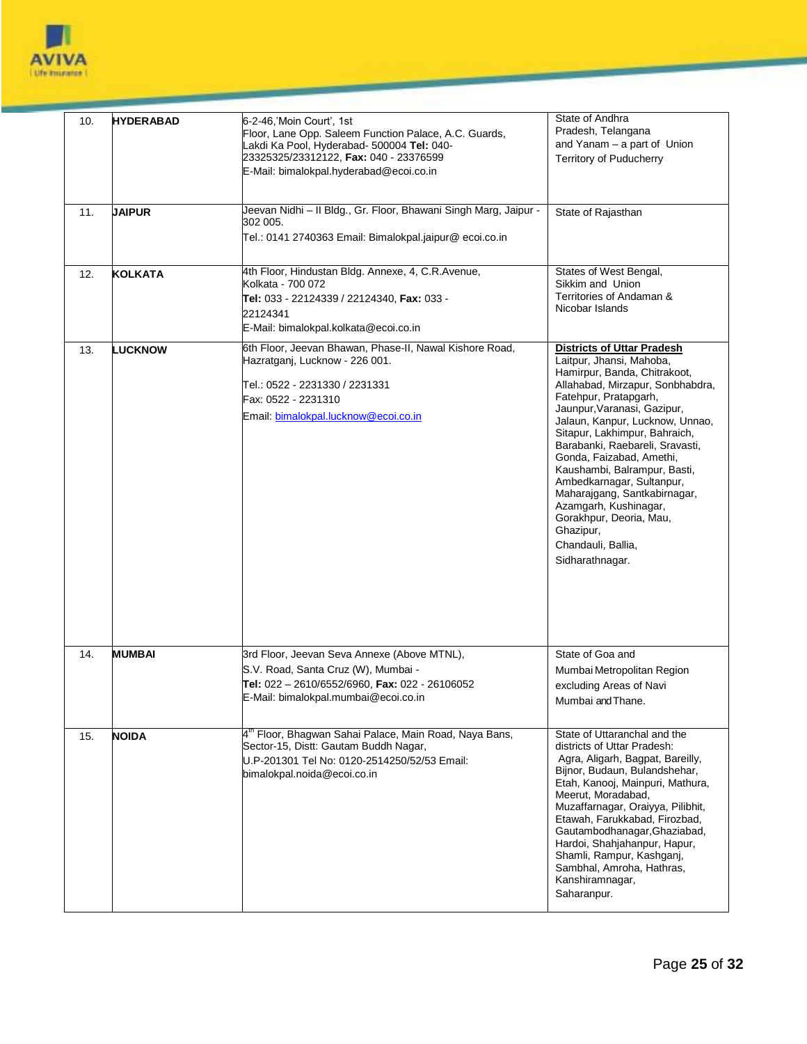| | | | |
|---|---|---|---|
| 10. | **HYDERABAD** | 6-2-46,'Moin Court', 1st Floor, Lane Opp. Saleem Function Palace, A.C. Guards, Lakdi Ka Pool, Hyderabad- 500004 **Tel:** 040-23325325/23312122, **Fax:** 040 - 23376599<br>E-Mail: bimalokpal.hyderabad@ecoi.co.in | State of Andhra Pradesh, Telangana and Yanam – a part of Union Territory of Puducherry |
| 11. | **JAIPUR** | Jeevan Nidhi – II Bldg., Gr. Floor, Bhawani Singh Marg, Jaipur - 302 005.<br>Tel.: 0141 2740363 Email: Bimalokpal.jaipur@ ecoi.co.in | State of Rajasthan |
| 12. | **KOLKATA** | 4th Floor, Hindustan Bldg. Annexe, 4, C.R.Avenue, Kolkata - 700 072<br>**Tel:** 033 - 22124339 / 22124340, **Fax:** 033 - 22124341<br>E-Mail: bimalokpal.kolkata@ecoi.co.in | States of West Bengal, Sikkim and Union Territories of Andaman & Nicobar Islands |
| 13. | **LUCKNOW** | 6th Floor, Jeevan Bhawan, Phase-II, Nawal Kishore Road, Hazratganj, Lucknow - 226 001.<br>Tel.: 0522 - 2231330 / 2231331<br>Fax: 0522 - 2231310<br>Email: bimalokpal.lucknow@ecoi.co.in | **Districts of Uttar Pradesh**<br>Laitpur, Jhansi, Mahoba, Hamirpur, Banda, Chitrakoot, Allahabad, Mirzapur, Sonbhabdra, Fatehpur, Pratapgarh, Jaunpur,Varanasi, Gazipur, Jalaun, Kanpur, Lucknow, Unnao, Sitapur, Lakhimpur, Bahraich, Barabanki, Raebareli, Sravasti, Gonda, Faizabad, Amethi, Kaushambi, Balrampur, Basti, Ambedkarnagar, Sultanpur, Maharajgang, Santkabirnagar, Azamgarh, Kushinagar, Gorakhpur, Deoria, Mau, Ghazipur,<br>Chandauli, Ballia,<br>Sidharathnagar. |
| 14. | **MUMBAI** | 3rd Floor, Jeevan Seva Annexe (Above MTNL),<br>S.V. Road, Santa Cruz (W), Mumbai -<br>**Tel:** 022 – 2610/6552/6960, **Fax:** 022 - 26106052<br>E-Mail: bimalokpal.mumbai@ecoi.co.in | State of Goa and<br>Mumbai Metropolitan Region<br>excluding Areas of Navi<br>Mumbai and Thane. |
| 15. | **NOIDA** | 4th Floor, Bhagwan Sahai Palace, Main Road, Naya Bans, Sector-15, Distt: Gautam Buddh Nagar, U.P-201301 Tel No: 0120-2514250/52/53 Email: bimalokpal.noida@ecoi.co.in | State of Uttaranchal and the districts of Uttar Pradesh:<br>Agra, Aligarh, Bagpat, Bareilly, Bijnor, Budaun, Bulandshehar, Etah, Kanooj, Mainpuri, Mathura, Meerut, Moradabad, Muzaffarnagar, Oraiyya, Pilibhit, Etawah, Farukkabad, Firozbad, Gautambodhanagar,Ghaziabad, Hardoi, Shahjahanpur, Hapur, Shamli, Rampur, Kashganj, Sambhal, Amroha, Hathras, Kanshiramnagar,<br>Saharanpur. |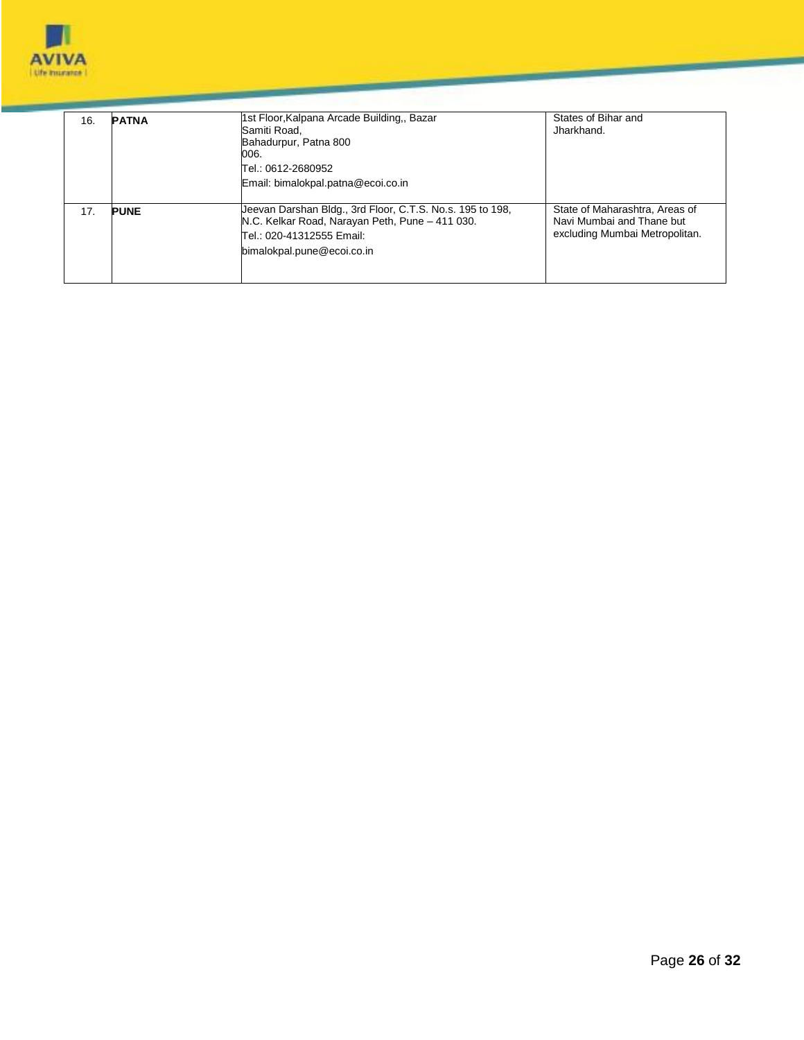| 16. | **PATNA** | 1st Floor,Kalpana Arcade Building,, Bazar Samiti Road, Bahadurpur, Patna 800 006.<br>Tel.: 0612-2680952<br>Email: bimalokpal.patna@ecoi.co.in | States of Bihar and Jharkhand. |
|---|---|---|---|
| 17. | **PUNE** | Jeevan Darshan Bldg., 3rd Floor, C.T.S. No.s. 195 to 198, N.C. Kelkar Road, Narayan Peth, Pune – 411 030.<br>Tel.: 020-41312555 Email:<br>bimalokpal.pune@ecoi.co.in | State of Maharashtra, Areas of Navi Mumbai and Thane but excluding Mumbai Metropolitan. |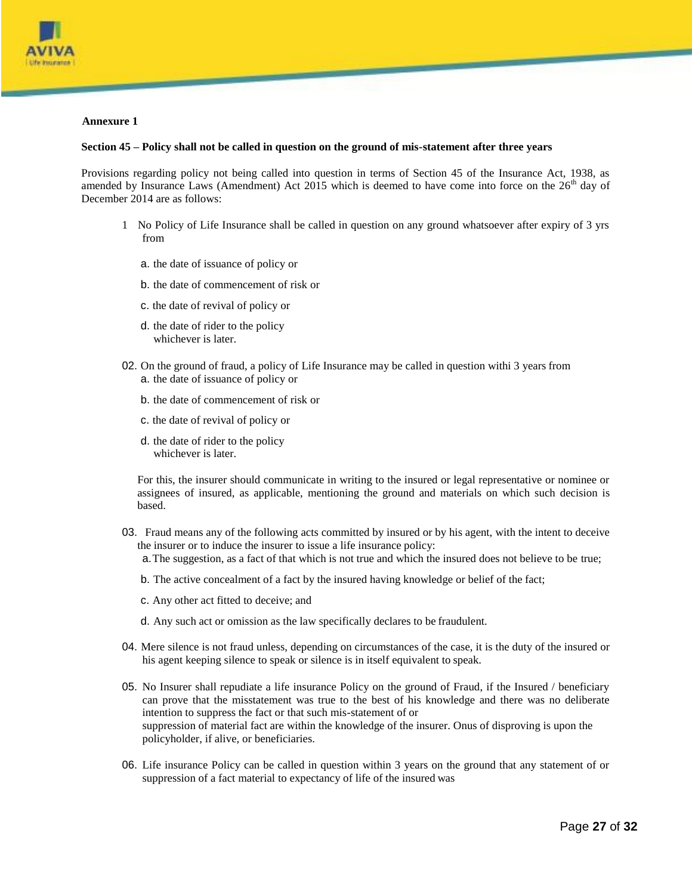**Annexure 1**

**Section 45 – Policy shall not be called in question on the ground of mis-statement after three years**

Provisions regarding policy not being called into question in terms of Section 45 of the Insurance Act, 1938, as amended by Insurance Laws (Amendment) Act 2015 which is deemed to have come into force on the 26th day of December 2014 are as follows:

1 No Policy of Life Insurance shall be called in question on any ground whatsoever after expiry of 3 yrs from

a. the date of issuance of policy or

b. the date of commencement of risk or

c. the date of revival of policy or

d. the date of rider to the policy whichever is later.

02. On the ground of fraud, a policy of Life Insurance may be called in question withi 3 years from

a. the date of issuance of policy or

b. the date of commencement of risk or

c. the date of revival of policy or

d. the date of rider to the policy whichever is later.

For this, the insurer should communicate in writing to the insured or legal representative or nominee or assignees of insured, as applicable, mentioning the ground and materials on which such decision is based.

03. Fraud means any of the following acts committed by insured or by his agent, with the intent to deceive the insurer or to induce the insurer to issue a life insurance policy:

a. The suggestion, as a fact of that which is not true and which the insured does not believe to be true;

b. The active concealment of a fact by the insured having knowledge or belief of the fact;

c. Any other act fitted to deceive; and

d. Any such act or omission as the law specifically declares to be fraudulent.

04. Mere silence is not fraud unless, depending on circumstances of the case, it is the duty of the insured or his agent keeping silence to speak or silence is in itself equivalent to speak.

05. No Insurer shall repudiate a life insurance Policy on the ground of Fraud, if the Insured / beneficiary can prove that the misstatement was true to the best of his knowledge and there was no deliberate intention to suppress the fact or that such mis-statement of or suppression of material fact are within the knowledge of the insurer. Onus of disproving is upon the policyholder, if alive, or beneficiaries.

06. Life insurance Policy can be called in question within 3 years on the ground that any statement of or suppression of a fact material to expectancy of life of the insured was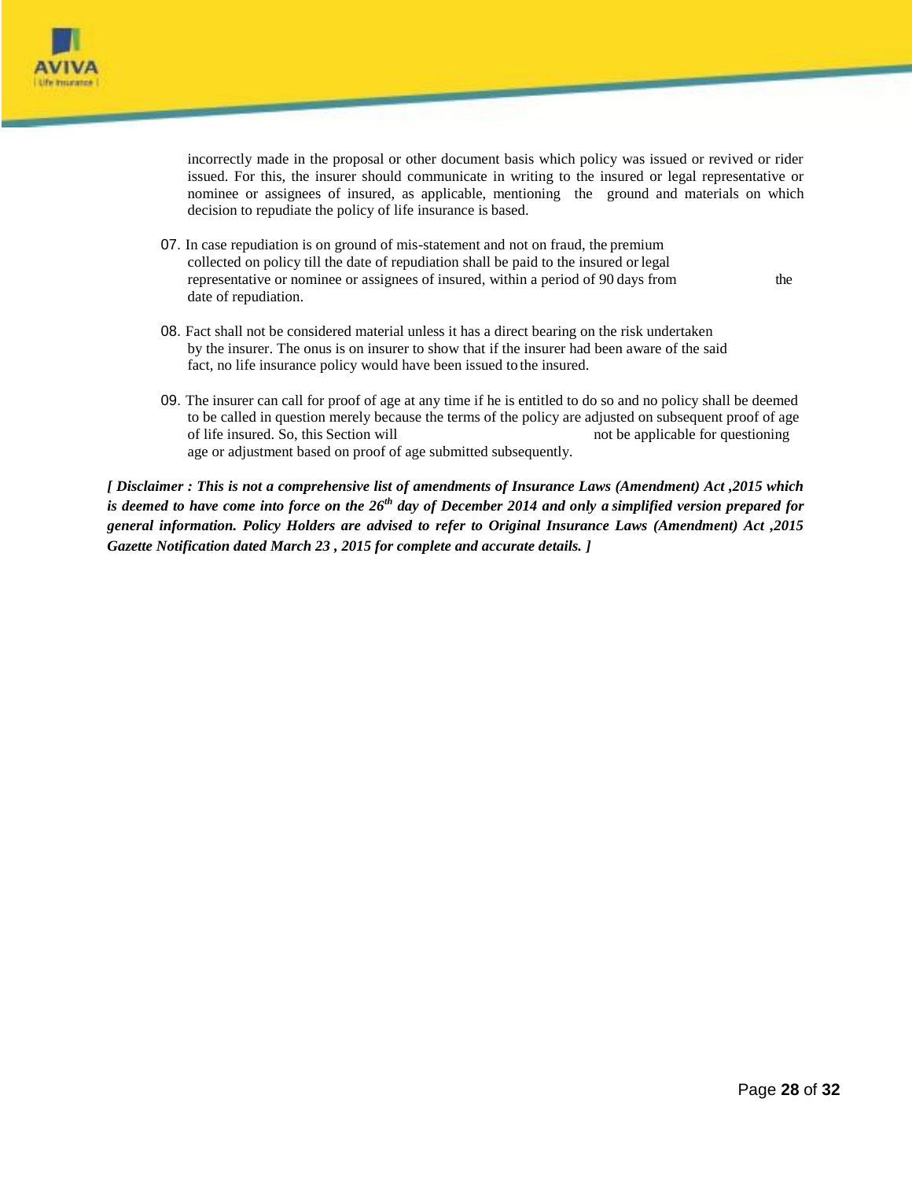incorrectly made in the proposal or other document basis which policy was issued or revived or rider issued. For this, the insurer should communicate in writing to the insured or legal representative or nominee or assignees of insured, as applicable, mentioning the ground and materials on which decision to repudiate the policy of life insurance is based.

07. In case repudiation is on ground of mis-statement and not on fraud, the premium collected on policy till the date of repudiation shall be paid to the insured or legal representative or nominee or assignees of insured, within a period of 90 days from the date of repudiation.

08. Fact shall not be considered material unless it has a direct bearing on the risk undertaken by the insurer. The onus is on insurer to show that if the insurer had been aware of the said fact, no life insurance policy would have been issued to the insured.

09. The insurer can call for proof of age at any time if he is entitled to do so and no policy shall be deemed to be called in question merely because the terms of the policy are adjusted on subsequent proof of age of life insured. So, this Section will not be applicable for questioning age or adjustment based on proof of age submitted subsequently.

***[ Disclaimer : This is not a comprehensive list of amendments of Insurance Laws (Amendment) Act ,2015 which is deemed to have come into force on the 26th day of December 2014 and only a simplified version prepared for general information. Policy Holders are advised to refer to Original Insurance Laws (Amendment) Act ,2015 Gazette Notification dated March 23 , 2015 for complete and accurate details. ]***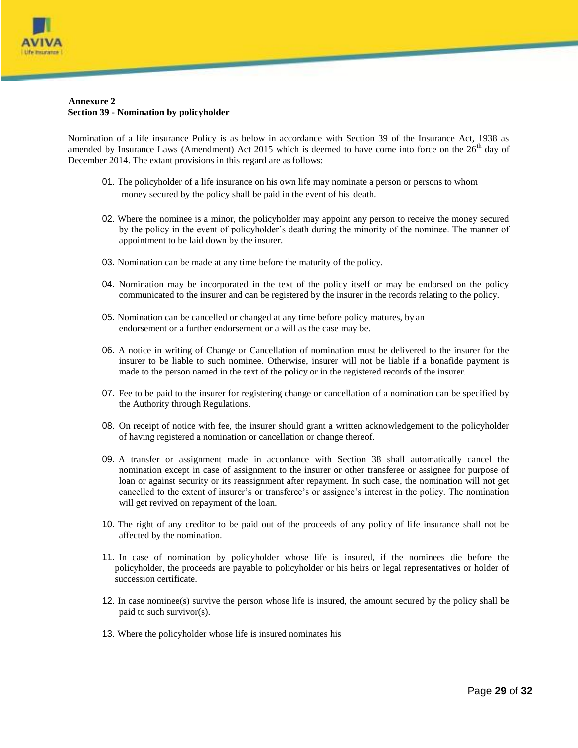**Annexure 2**
**Section 39 - Nomination by policyholder**

Nomination of a life insurance Policy is as below in accordance with Section 39 of the Insurance Act, 1938 as amended by Insurance Laws (Amendment) Act 2015 which is deemed to have come into force on the 26th day of December 2014. The extant provisions in this regard are as follows:

01. The policyholder of a life insurance on his own life may nominate a person or persons to whom money secured by the policy shall be paid in the event of his death.

02. Where the nominee is a minor, the policyholder may appoint any person to receive the money secured by the policy in the event of policyholder's death during the minority of the nominee. The manner of appointment to be laid down by the insurer.

03. Nomination can be made at any time before the maturity of the policy.

04. Nomination may be incorporated in the text of the policy itself or may be endorsed on the policy communicated to the insurer and can be registered by the insurer in the records relating to the policy.

05. Nomination can be cancelled or changed at any time before policy matures, by an endorsement or a further endorsement or a will as the case may be.

06. A notice in writing of Change or Cancellation of nomination must be delivered to the insurer for the insurer to be liable to such nominee. Otherwise, insurer will not be liable if a bonafide payment is made to the person named in the text of the policy or in the registered records of the insurer.

07. Fee to be paid to the insurer for registering change or cancellation of a nomination can be specified by the Authority through Regulations.

08. On receipt of notice with fee, the insurer should grant a written acknowledgement to the policyholder of having registered a nomination or cancellation or change thereof.

09. A transfer or assignment made in accordance with Section 38 shall automatically cancel the nomination except in case of assignment to the insurer or other transferee or assignee for purpose of loan or against security or its reassignment after repayment. In such case, the nomination will not get cancelled to the extent of insurer's or transferee's or assignee's interest in the policy. The nomination will get revived on repayment of the loan.

10. The right of any creditor to be paid out of the proceeds of any policy of life insurance shall not be affected by the nomination.

11. In case of nomination by policyholder whose life is insured, if the nominees die before the policyholder, the proceeds are payable to policyholder or his heirs or legal representatives or holder of succession certificate.

12. In case nominee(s) survive the person whose life is insured, the amount secured by the policy shall be paid to such survivor(s).

13. Where the policyholder whose life is insured nominates his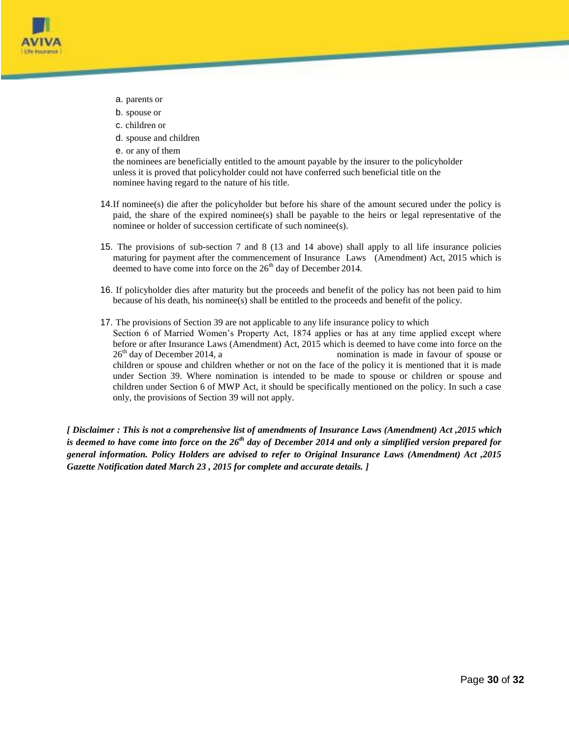a. parents or
b. spouse or
c. children or
d. spouse and children
e. or any of them

the nominees are beneficially entitled to the amount payable by the insurer to the policyholder unless it is proved that policyholder could not have conferred such beneficial title on the nominee having regard to the nature of his title.

14. If nominee(s) die after the policyholder but before his share of the amount secured under the policy is paid, the share of the expired nominee(s) shall be payable to the heirs or legal representative of the nominee or holder of succession certificate of such nominee(s).

15. The provisions of sub-section 7 and 8 (13 and 14 above) shall apply to all life insurance policies maturing for payment after the commencement of Insurance Laws (Amendment) Act, 2015 which is deemed to have come into force on the 26th day of December 2014.

16. If policyholder dies after maturity but the proceeds and benefit of the policy has not been paid to him because of his death, his nominee(s) shall be entitled to the proceeds and benefit of the policy.

17. The provisions of Section 39 are not applicable to any life insurance policy to which Section 6 of Married Women's Property Act, 1874 applies or has at any time applied except where before or after Insurance Laws (Amendment) Act, 2015 which is deemed to have come into force on the 26th day of December 2014, a nomination is made in favour of spouse or children or spouse and children whether or not on the face of the policy it is mentioned that it is made under Section 39. Where nomination is intended to be made to spouse or children or spouse and children under Section 6 of MWP Act, it should be specifically mentioned on the policy. In such a case only, the provisions of Section 39 will not apply.

***[ Disclaimer : This is not a comprehensive list of amendments of Insurance Laws (Amendment) Act ,2015 which is deemed to have come into force on the 26th day of December 2014 and only a simplified version prepared for general information. Policy Holders are advised to refer to Original Insurance Laws (Amendment) Act ,2015 Gazette Notification dated March 23 , 2015 for complete and accurate details. ]***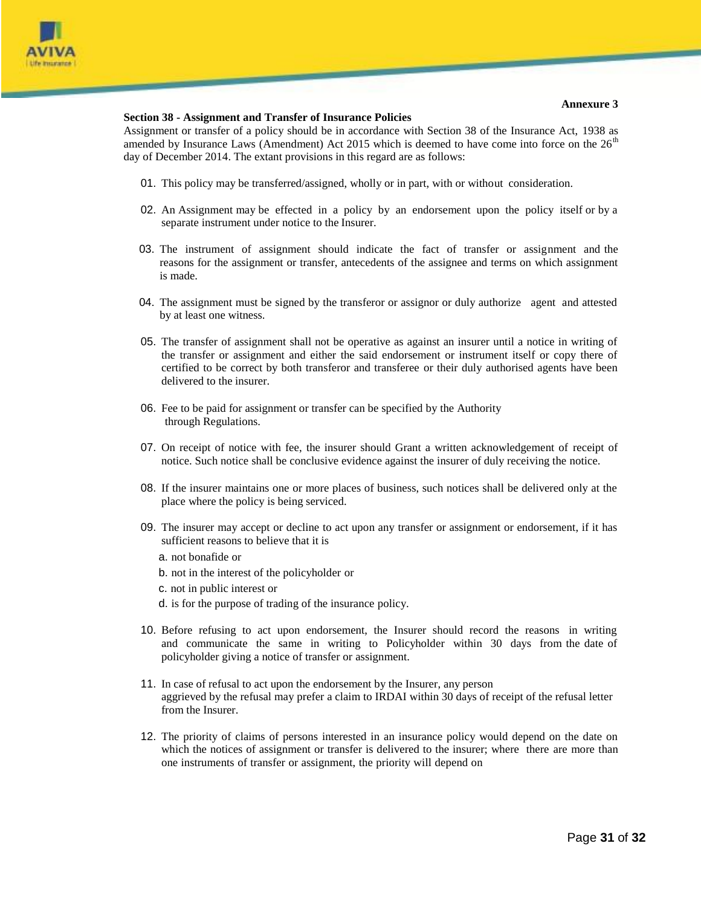**Annexure 3**

**Section 38 - Assignment and Transfer of Insurance Policies**

Assignment or transfer of a policy should be in accordance with Section 38 of the Insurance Act, 1938 as amended by Insurance Laws (Amendment) Act 2015 which is deemed to have come into force on the 26th day of December 2014. The extant provisions in this regard are as follows:

01. This policy may be transferred/assigned, wholly or in part, with or without consideration.

02. An Assignment may be effected in a policy by an endorsement upon the policy itself or by a separate instrument under notice to the Insurer.

03. The instrument of assignment should indicate the fact of transfer or assignment and the reasons for the assignment or transfer, antecedents of the assignee and terms on which assignment is made.

04. The assignment must be signed by the transferor or assignor or duly authorize agent and attested by at least one witness.

05. The transfer of assignment shall not be operative as against an insurer until a notice in writing of the transfer or assignment and either the said endorsement or instrument itself or copy there of certified to be correct by both transferor and transferee or their duly authorised agents have been delivered to the insurer.

06. Fee to be paid for assignment or transfer can be specified by the Authority through Regulations.

07. On receipt of notice with fee, the insurer should Grant a written acknowledgement of receipt of notice. Such notice shall be conclusive evidence against the insurer of duly receiving the notice.

08. If the insurer maintains one or more places of business, such notices shall be delivered only at the place where the policy is being serviced.

09. The insurer may accept or decline to act upon any transfer or assignment or endorsement, if it has sufficient reasons to believe that it is

    a. not bonafide or

    b. not in the interest of the policyholder or

    c. not in public interest or

    d. is for the purpose of trading of the insurance policy.

10. Before refusing to act upon endorsement, the Insurer should record the reasons in writing and communicate the same in writing to Policyholder within 30 days from the date of policyholder giving a notice of transfer or assignment.

11. In case of refusal to act upon the endorsement by the Insurer, any person aggrieved by the refusal may prefer a claim to IRDAI within 30 days of receipt of the refusal letter from the Insurer.

12. The priority of claims of persons interested in an insurance policy would depend on the date on which the notices of assignment or transfer is delivered to the insurer; where there are more than one instruments of transfer or assignment, the priority will depend on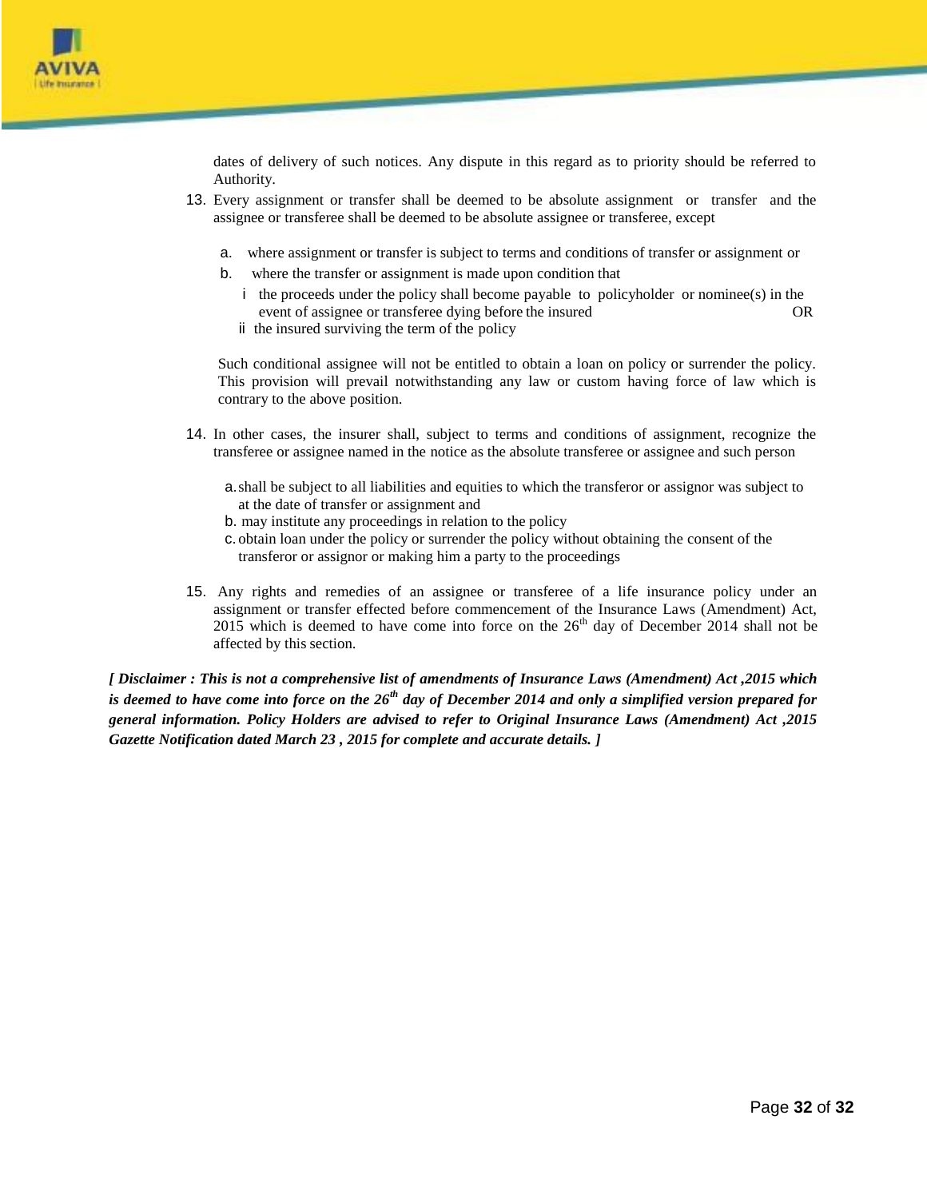dates of delivery of such notices. Any dispute in this regard as to priority should be referred to Authority.

13. Every assignment or transfer shall be deemed to be absolute assignment or transfer and the assignee or transferee shall be deemed to be absolute assignee or transferee, except

    a. where assignment or transfer is subject to terms and conditions of transfer or assignment or
    b. where the transfer or assignment is made upon condition that
        i the proceeds under the policy shall become payable to policyholder or nominee(s) in the event of assignee or transferee dying before the insured OR
        ii the insured surviving the term of the policy

    Such conditional assignee will not be entitled to obtain a loan on policy or surrender the policy. This provision will prevail notwithstanding any law or custom having force of law which is contrary to the above position.

14. In other cases, the insurer shall, subject to terms and conditions of assignment, recognize the transferee or assignee named in the notice as the absolute transferee or assignee and such person

    a. shall be subject to all liabilities and equities to which the transferor or assignor was subject to at the date of transfer or assignment and
    b. may institute any proceedings in relation to the policy
    c. obtain loan under the policy or surrender the policy without obtaining the consent of the transferor or assignor or making him a party to the proceedings

15. Any rights and remedies of an assignee or transferee of a life insurance policy under an assignment or transfer effected before commencement of the Insurance Laws (Amendment) Act, 2015 which is deemed to have come into force on the 26th day of December 2014 shall not be affected by this section.

***[ Disclaimer : This is not a comprehensive list of amendments of Insurance Laws (Amendment) Act ,2015 which is deemed to have come into force on the 26th day of December 2014 and only a simplified version prepared for general information. Policy Holders are advised to refer to Original Insurance Laws (Amendment) Act ,2015 Gazette Notification dated March 23 , 2015 for complete and accurate details. ]***